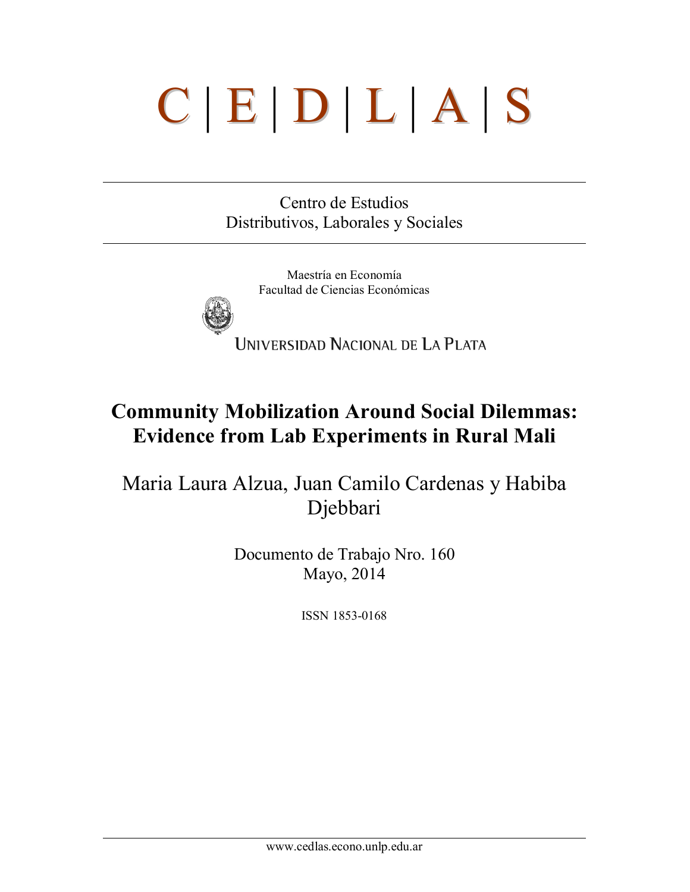# C | E | D | L | A | S

Centro de Estudios
Distributivos, Laborales y Sociales

Maestría en Economía
Facultad de Ciencias Económicas

UNIVERSIDAD NACIONAL DE LA PLATA

## Community Mobilization Around Social Dilemmas: Evidence from Lab Experiments in Rural Mali

Maria Laura Alzua, Juan Camilo Cardenas y Habiba Djebbari

Documento de Trabajo Nro. 160
Mayo, 2014

ISSN 1853-0168

www.cedlas.econo.unlp.edu.ar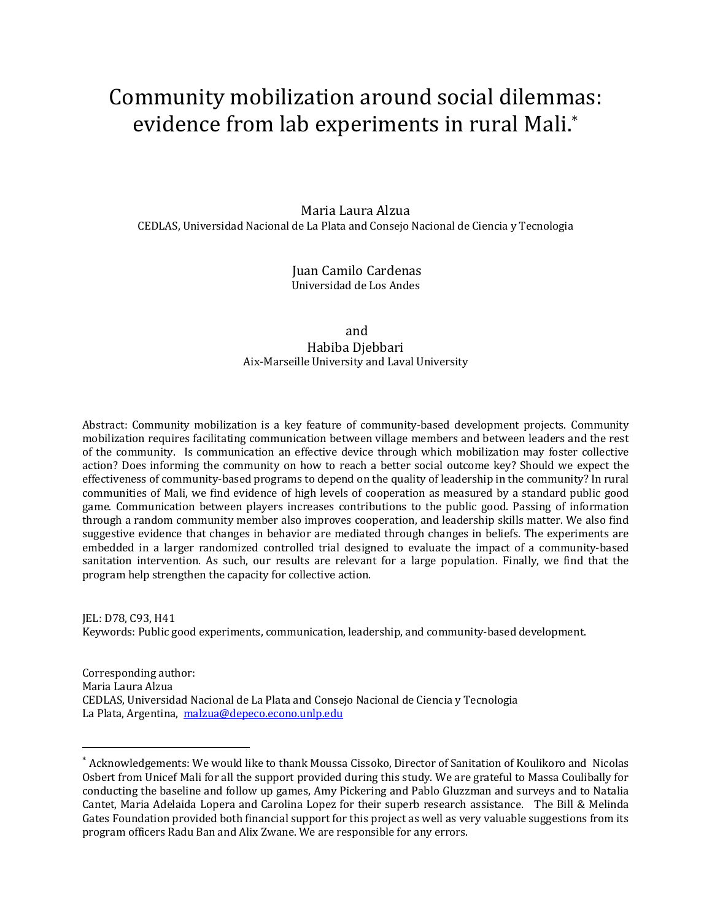# Community mobilization around social dilemmas: evidence from lab experiments in rural Mali.*

Maria Laura Alzua
CEDLAS, Universidad Nacional de La Plata and Consejo Nacional de Ciencia y Tecnologia

Juan Camilo Cardenas
Universidad de Los Andes

and
Habiba Djebbari
Aix-Marseille University and Laval University

Abstract: Community mobilization is a key feature of community-based development projects. Community mobilization requires facilitating communication between village members and between leaders and the rest of the community. Is communication an effective device through which mobilization may foster collective action? Does informing the community on how to reach a better social outcome key? Should we expect the effectiveness of community-based programs to depend on the quality of leadership in the community? In rural communities of Mali, we find evidence of high levels of cooperation as measured by a standard public good game. Communication between players increases contributions to the public good. Passing of information through a random community member also improves cooperation, and leadership skills matter. We also find suggestive evidence that changes in behavior are mediated through changes in beliefs. The experiments are embedded in a larger randomized controlled trial designed to evaluate the impact of a community-based sanitation intervention. As such, our results are relevant for a large population. Finally, we find that the program help strengthen the capacity for collective action.

JEL: D78, C93, H41
Keywords: Public good experiments, communication, leadership, and community-based development.

Corresponding author:
Maria Laura Alzua
CEDLAS, Universidad Nacional de La Plata and Consejo Nacional de Ciencia y Tecnologia
La Plata, Argentina, malzua@depeco.econo.unlp.edu

---

* Acknowledgements: We would like to thank Moussa Cissoko, Director of Sanitation of Koulikoro and Nicolas Osbert from Unicef Mali for all the support provided during this study. We are grateful to Massa Coulibally for conducting the baseline and follow up games, Amy Pickering and Pablo Gluzzman and surveys and to Natalia Cantet, Maria Adelaida Lopera and Carolina Lopez for their superb research assistance. The Bill & Melinda Gates Foundation provided both financial support for this project as well as very valuable suggestions from its program officers Radu Ban and Alix Zwane. We are responsible for any errors.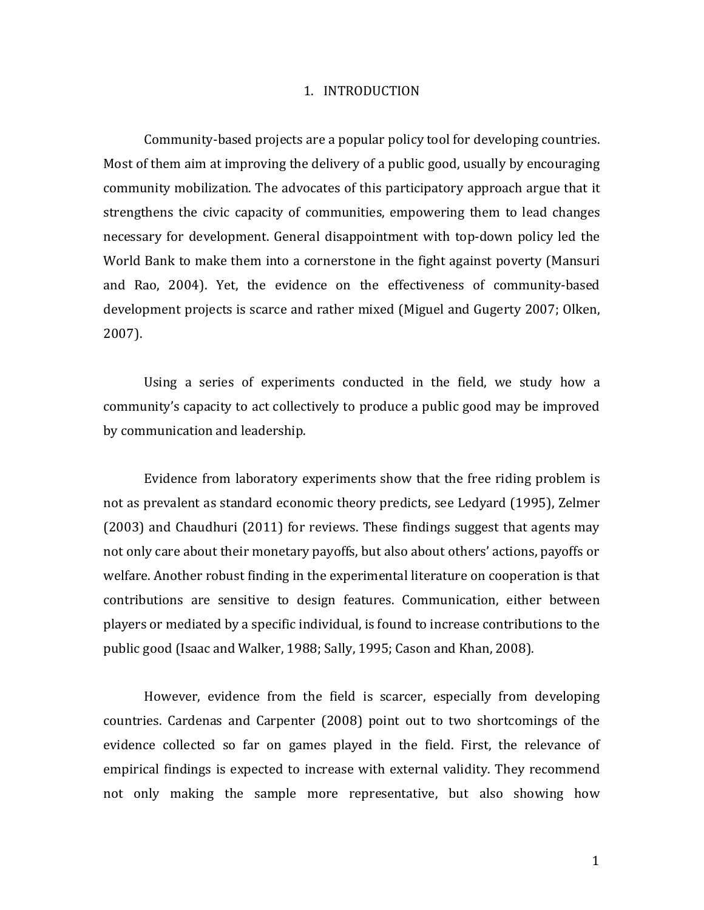# 1. INTRODUCTION

Community-based projects are a popular policy tool for developing countries. Most of them aim at improving the delivery of a public good, usually by encouraging community mobilization. The advocates of this participatory approach argue that it strengthens the civic capacity of communities, empowering them to lead changes necessary for development. General disappointment with top-down policy led the World Bank to make them into a cornerstone in the fight against poverty (Mansuri and Rao, 2004). Yet, the evidence on the effectiveness of community-based development projects is scarce and rather mixed (Miguel and Gugerty 2007; Olken, 2007).

Using a series of experiments conducted in the field, we study how a community's capacity to act collectively to produce a public good may be improved by communication and leadership.

Evidence from laboratory experiments show that the free riding problem is not as prevalent as standard economic theory predicts, see Ledyard (1995), Zelmer (2003) and Chaudhuri (2011) for reviews. These findings suggest that agents may not only care about their monetary payoffs, but also about others' actions, payoffs or welfare. Another robust finding in the experimental literature on cooperation is that contributions are sensitive to design features. Communication, either between players or mediated by a specific individual, is found to increase contributions to the public good (Isaac and Walker, 1988; Sally, 1995; Cason and Khan, 2008).

However, evidence from the field is scarcer, especially from developing countries. Cardenas and Carpenter (2008) point out to two shortcomings of the evidence collected so far on games played in the field. First, the relevance of empirical findings is expected to increase with external validity. They recommend not only making the sample more representative, but also showing how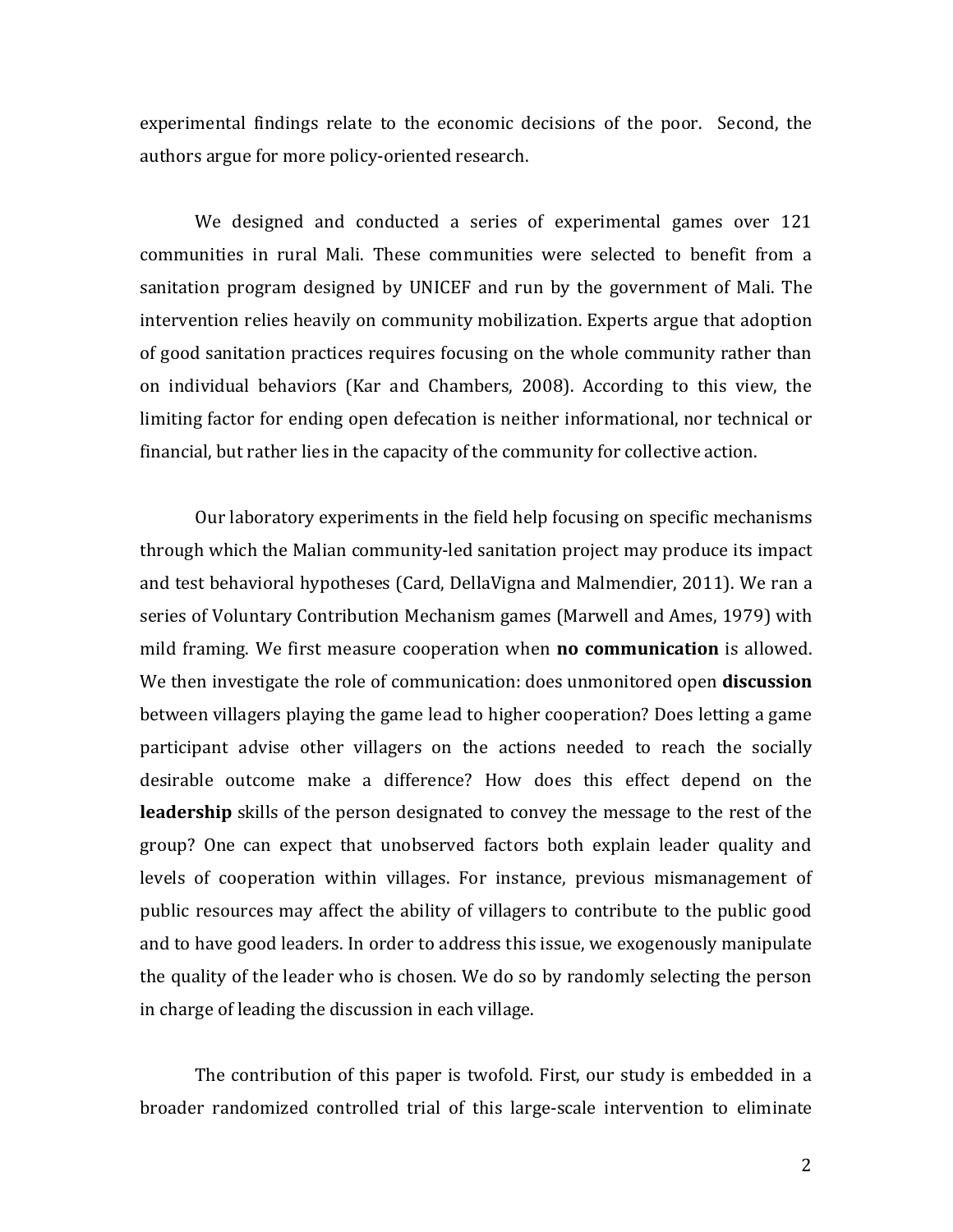experimental findings relate to the economic decisions of the poor. Second, the authors argue for more policy-oriented research.

We designed and conducted a series of experimental games over 121 communities in rural Mali. These communities were selected to benefit from a sanitation program designed by UNICEF and run by the government of Mali. The intervention relies heavily on community mobilization. Experts argue that adoption of good sanitation practices requires focusing on the whole community rather than on individual behaviors (Kar and Chambers, 2008). According to this view, the limiting factor for ending open defecation is neither informational, nor technical or financial, but rather lies in the capacity of the community for collective action.

Our laboratory experiments in the field help focusing on specific mechanisms through which the Malian community-led sanitation project may produce its impact and test behavioral hypotheses (Card, DellaVigna and Malmendier, 2011). We ran a series of Voluntary Contribution Mechanism games (Marwell and Ames, 1979) with mild framing. We first measure cooperation when **no communication** is allowed. We then investigate the role of communication: does unmonitored open **discussion** between villagers playing the game lead to higher cooperation? Does letting a game participant advise other villagers on the actions needed to reach the socially desirable outcome make a difference? How does this effect depend on the **leadership** skills of the person designated to convey the message to the rest of the group? One can expect that unobserved factors both explain leader quality and levels of cooperation within villages. For instance, previous mismanagement of public resources may affect the ability of villagers to contribute to the public good and to have good leaders. In order to address this issue, we exogenously manipulate the quality of the leader who is chosen. We do so by randomly selecting the person in charge of leading the discussion in each village.

The contribution of this paper is twofold. First, our study is embedded in a broader randomized controlled trial of this large-scale intervention to eliminate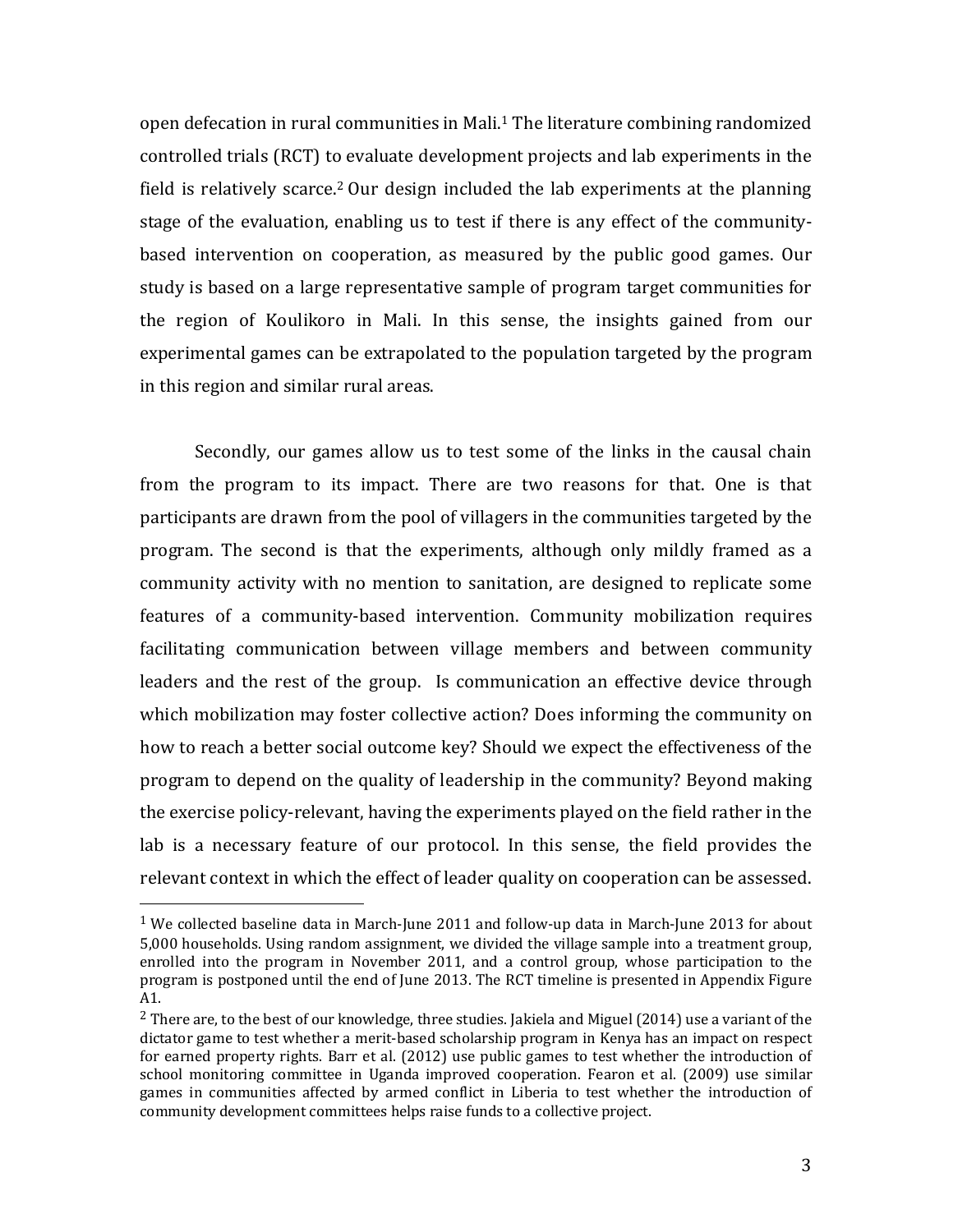open defecation in rural communities in Mali.[1] The literature combining randomized controlled trials (RCT) to evaluate development projects and lab experiments in the field is relatively scarce.[2] Our design included the lab experiments at the planning stage of the evaluation, enabling us to test if there is any effect of the community-based intervention on cooperation, as measured by the public good games. Our study is based on a large representative sample of program target communities for the region of Koulikoro in Mali. In this sense, the insights gained from our experimental games can be extrapolated to the population targeted by the program in this region and similar rural areas.

Secondly, our games allow us to test some of the links in the causal chain from the program to its impact. There are two reasons for that. One is that participants are drawn from the pool of villagers in the communities targeted by the program. The second is that the experiments, although only mildly framed as a community activity with no mention to sanitation, are designed to replicate some features of a community-based intervention. Community mobilization requires facilitating communication between village members and between community leaders and the rest of the group. Is communication an effective device through which mobilization may foster collective action? Does informing the community on how to reach a better social outcome key? Should we expect the effectiveness of the program to depend on the quality of leadership in the community? Beyond making the exercise policy-relevant, having the experiments played on the field rather in the lab is a necessary feature of our protocol. In this sense, the field provides the relevant context in which the effect of leader quality on cooperation can be assessed.

[1] We collected baseline data in March-June 2011 and follow-up data in March-June 2013 for about 5,000 households. Using random assignment, we divided the village sample into a treatment group, enrolled into the program in November 2011, and a control group, whose participation to the program is postponed until the end of June 2013. The RCT timeline is presented in Appendix Figure A1.

[2] There are, to the best of our knowledge, three studies. Jakiela and Miguel (2014) use a variant of the dictator game to test whether a merit-based scholarship program in Kenya has an impact on respect for earned property rights. Barr et al. (2012) use public games to test whether the introduction of school monitoring committee in Uganda improved cooperation. Fearon et al. (2009) use similar games in communities affected by armed conflict in Liberia to test whether the introduction of community development committees helps raise funds to a collective project.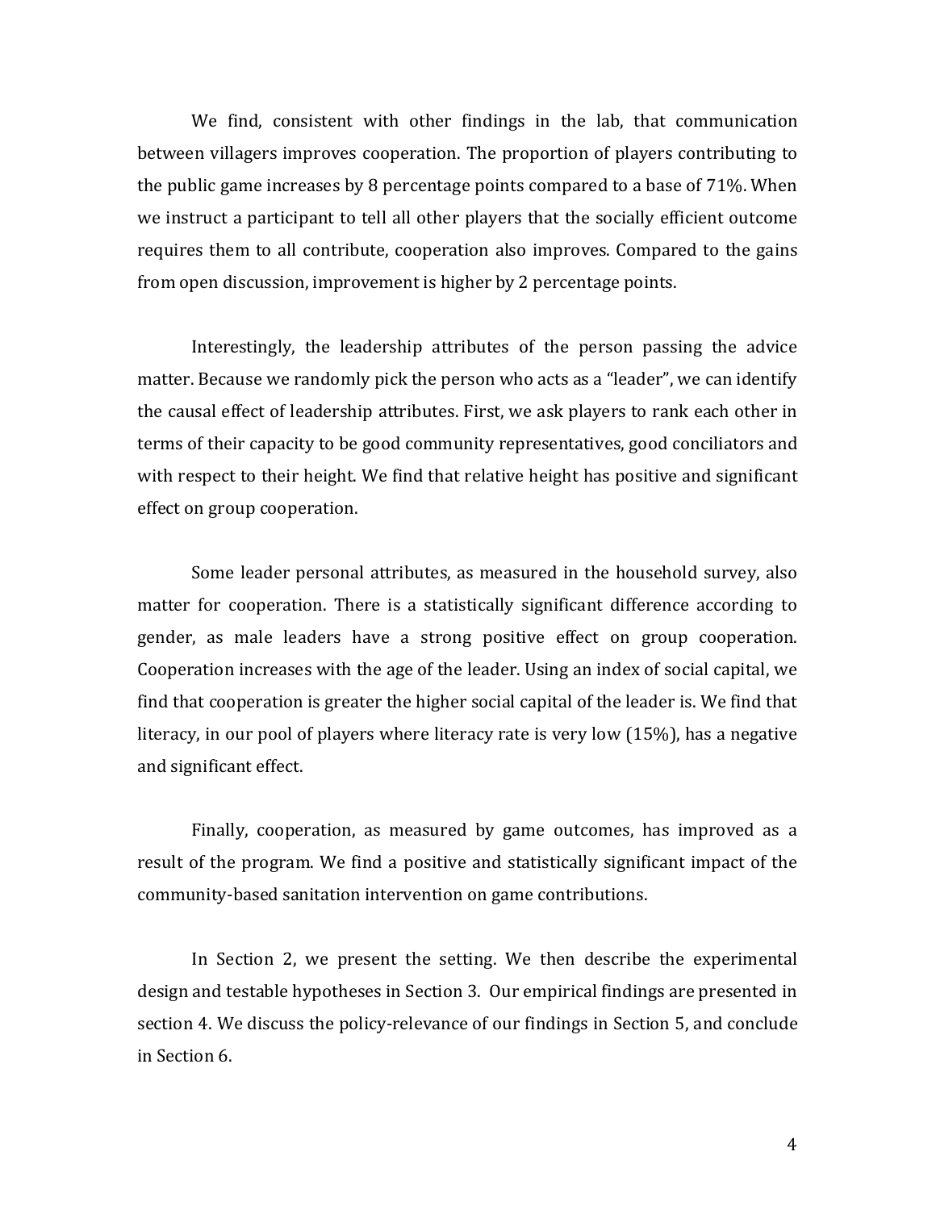We find, consistent with other findings in the lab, that communication between villagers improves cooperation. The proportion of players contributing to the public game increases by 8 percentage points compared to a base of 71%. When we instruct a participant to tell all other players that the socially efficient outcome requires them to all contribute, cooperation also improves. Compared to the gains from open discussion, improvement is higher by 2 percentage points.

Interestingly, the leadership attributes of the person passing the advice matter. Because we randomly pick the person who acts as a "leader", we can identify the causal effect of leadership attributes. First, we ask players to rank each other in terms of their capacity to be good community representatives, good conciliators and with respect to their height. We find that relative height has positive and significant effect on group cooperation.

Some leader personal attributes, as measured in the household survey, also matter for cooperation. There is a statistically significant difference according to gender, as male leaders have a strong positive effect on group cooperation. Cooperation increases with the age of the leader. Using an index of social capital, we find that cooperation is greater the higher social capital of the leader is. We find that literacy, in our pool of players where literacy rate is very low (15%), has a negative and significant effect.

Finally, cooperation, as measured by game outcomes, has improved as a result of the program. We find a positive and statistically significant impact of the community-based sanitation intervention on game contributions.

In Section 2, we present the setting. We then describe the experimental design and testable hypotheses in Section 3. Our empirical findings are presented in section 4. We discuss the policy-relevance of our findings in Section 5, and conclude in Section 6.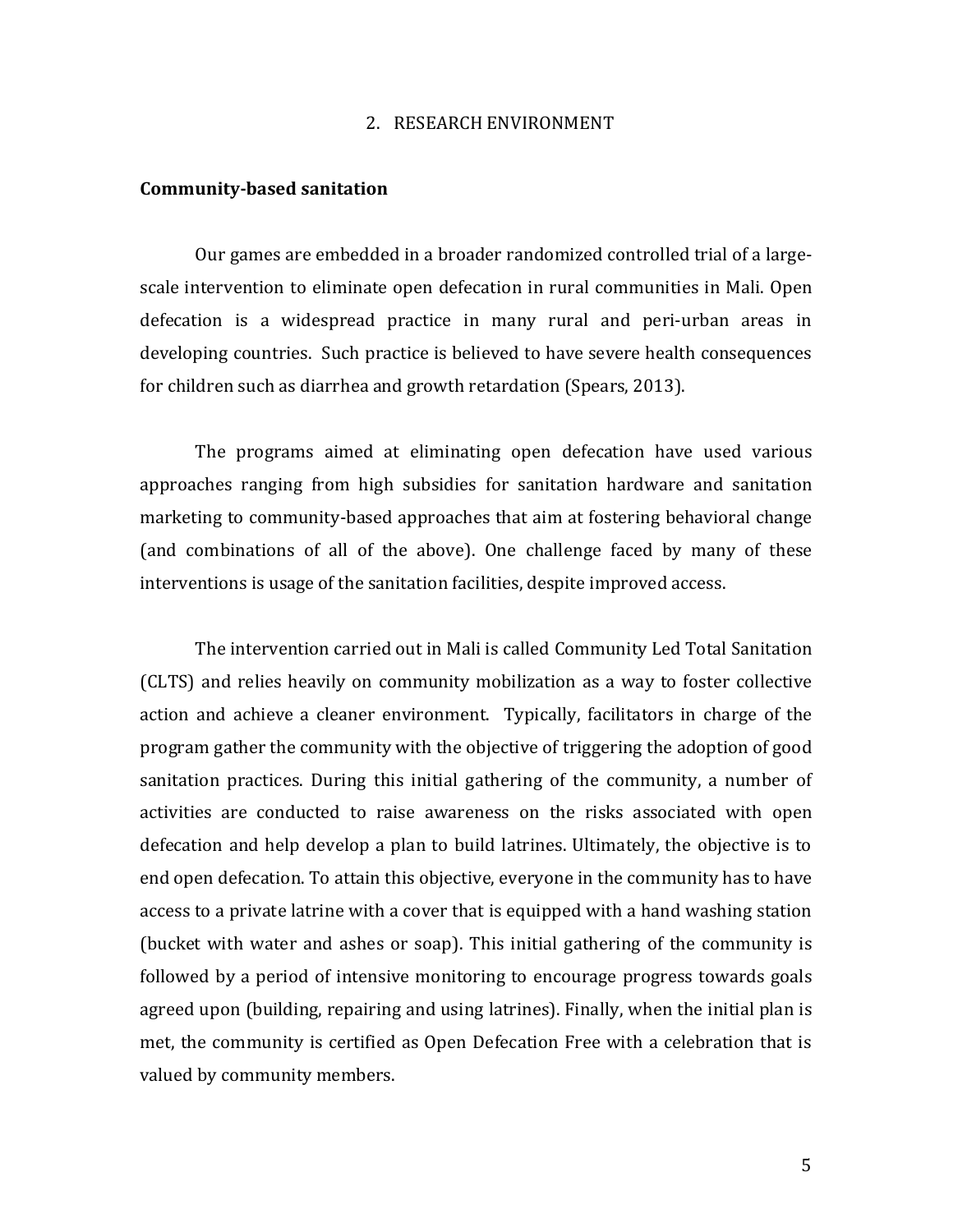## 2. RESEARCH ENVIRONMENT

### Community-based sanitation

Our games are embedded in a broader randomized controlled trial of a large-scale intervention to eliminate open defecation in rural communities in Mali. Open defecation is a widespread practice in many rural and peri-urban areas in developing countries. Such practice is believed to have severe health consequences for children such as diarrhea and growth retardation (Spears, 2013).

The programs aimed at eliminating open defecation have used various approaches ranging from high subsidies for sanitation hardware and sanitation marketing to community-based approaches that aim at fostering behavioral change (and combinations of all of the above). One challenge faced by many of these interventions is usage of the sanitation facilities, despite improved access.

The intervention carried out in Mali is called Community Led Total Sanitation (CLTS) and relies heavily on community mobilization as a way to foster collective action and achieve a cleaner environment. Typically, facilitators in charge of the program gather the community with the objective of triggering the adoption of good sanitation practices. During this initial gathering of the community, a number of activities are conducted to raise awareness on the risks associated with open defecation and help develop a plan to build latrines. Ultimately, the objective is to end open defecation. To attain this objective, everyone in the community has to have access to a private latrine with a cover that is equipped with a hand washing station (bucket with water and ashes or soap). This initial gathering of the community is followed by a period of intensive monitoring to encourage progress towards goals agreed upon (building, repairing and using latrines). Finally, when the initial plan is met, the community is certified as Open Defecation Free with a celebration that is valued by community members.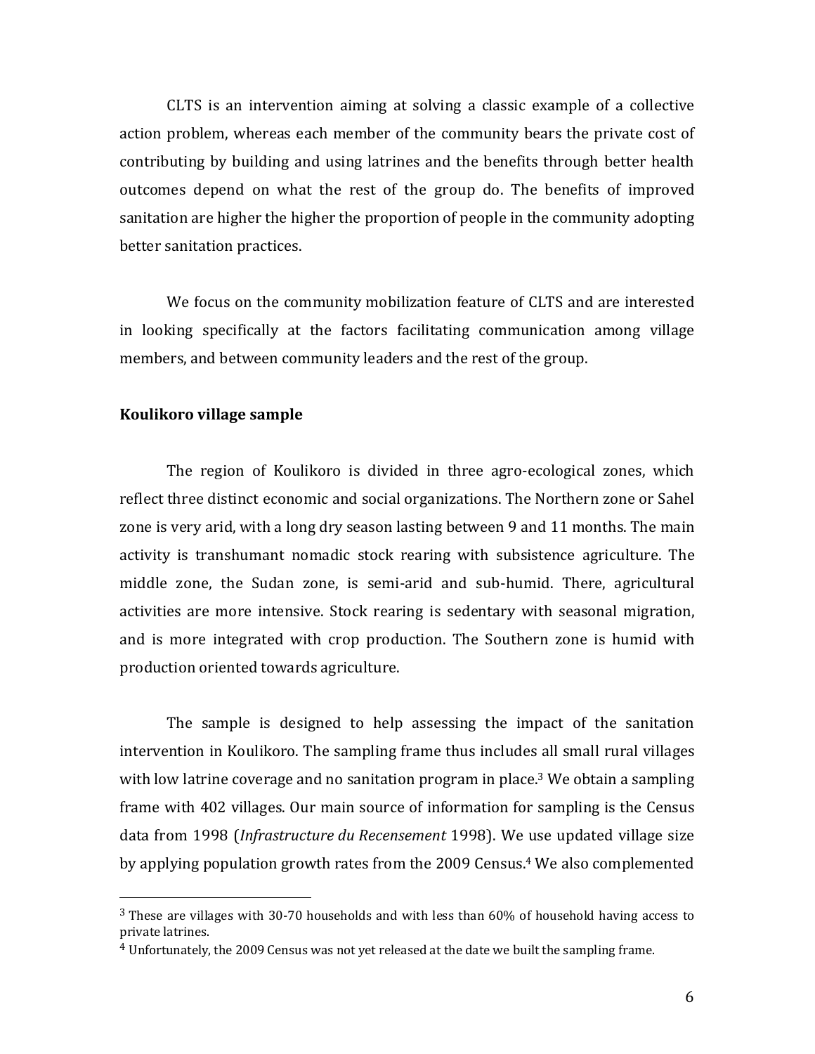CLTS is an intervention aiming at solving a classic example of a collective action problem, whereas each member of the community bears the private cost of contributing by building and using latrines and the benefits through better health outcomes depend on what the rest of the group do. The benefits of improved sanitation are higher the higher the proportion of people in the community adopting better sanitation practices.

We focus on the community mobilization feature of CLTS and are interested in looking specifically at the factors facilitating communication among village members, and between community leaders and the rest of the group.

**Koulikoro village sample**

The region of Koulikoro is divided in three agro-ecological zones, which reflect three distinct economic and social organizations. The Northern zone or Sahel zone is very arid, with a long dry season lasting between 9 and 11 months. The main activity is transhumant nomadic stock rearing with subsistence agriculture. The middle zone, the Sudan zone, is semi-arid and sub-humid. There, agricultural activities are more intensive. Stock rearing is sedentary with seasonal migration, and is more integrated with crop production. The Southern zone is humid with production oriented towards agriculture.

The sample is designed to help assessing the impact of the sanitation intervention in Koulikoro. The sampling frame thus includes all small rural villages with low latrine coverage and no sanitation program in place.[3] We obtain a sampling frame with 402 villages. Our main source of information for sampling is the Census data from 1998 (*Infrastructure du Recensement* 1998). We use updated village size by applying population growth rates from the 2009 Census.[4] We also complemented

---

[3] These are villages with 30-70 households and with less than 60% of household having access to private latrines.

[4] Unfortunately, the 2009 Census was not yet released at the date we built the sampling frame.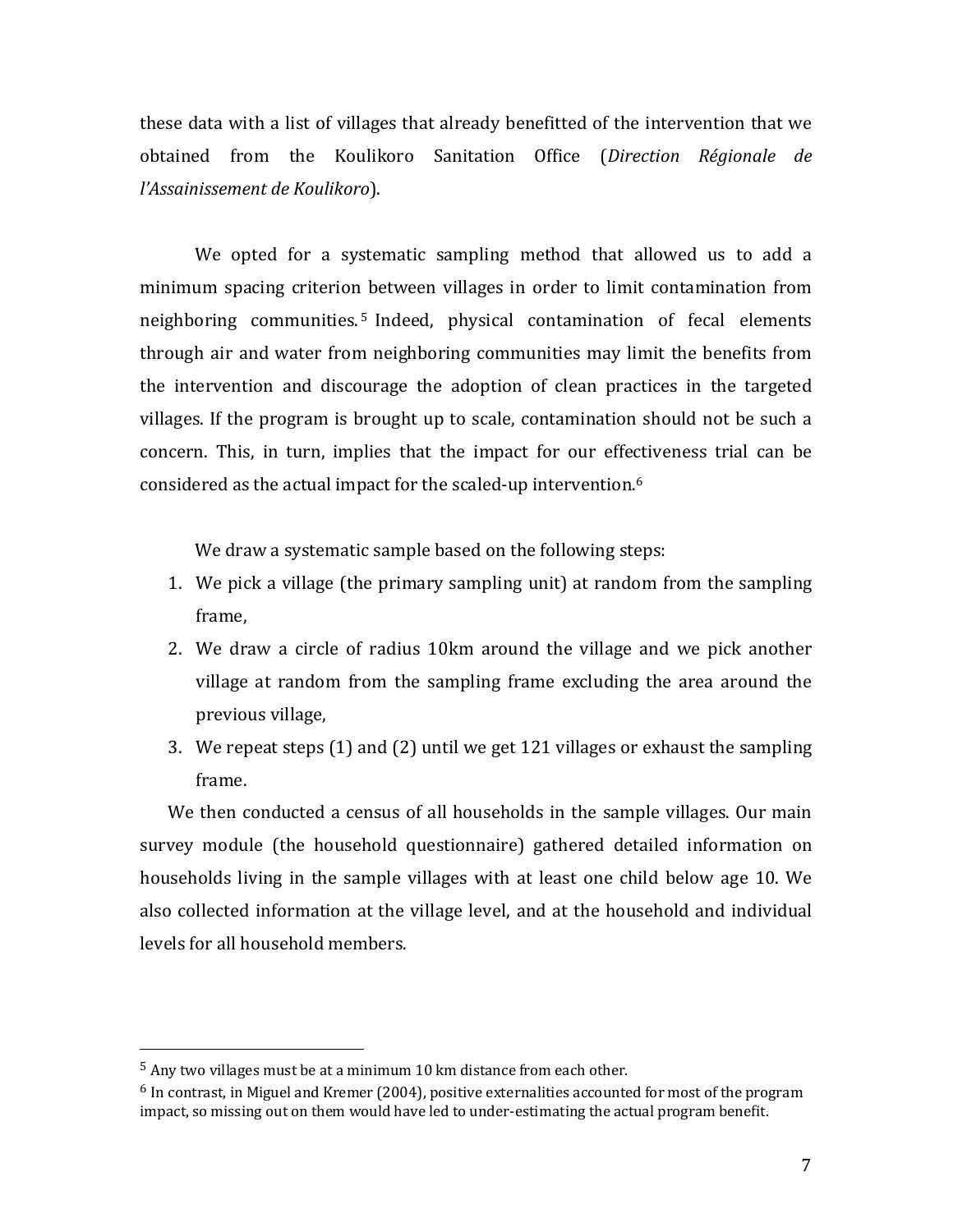these data with a list of villages that already benefitted of the intervention that we obtained from the Koulikoro Sanitation Office (*Direction Régionale de l'Assainissement de Koulikoro*).

We opted for a systematic sampling method that allowed us to add a minimum spacing criterion between villages in order to limit contamination from neighboring communities.[5] Indeed, physical contamination of fecal elements through air and water from neighboring communities may limit the benefits from the intervention and discourage the adoption of clean practices in the targeted villages. If the program is brought up to scale, contamination should not be such a concern. This, in turn, implies that the impact for our effectiveness trial can be considered as the actual impact for the scaled-up intervention.[6]

We draw a systematic sample based on the following steps:

1. We pick a village (the primary sampling unit) at random from the sampling frame,
2. We draw a circle of radius 10km around the village and we pick another village at random from the sampling frame excluding the area around the previous village,
3. We repeat steps (1) and (2) until we get 121 villages or exhaust the sampling frame.

We then conducted a census of all households in the sample villages. Our main survey module (the household questionnaire) gathered detailed information on households living in the sample villages with at least one child below age 10. We also collected information at the village level, and at the household and individual levels for all household members.

---

[5] Any two villages must be at a minimum 10 km distance from each other.

[6] In contrast, in Miguel and Kremer (2004), positive externalities accounted for most of the program impact, so missing out on them would have led to under-estimating the actual program benefit.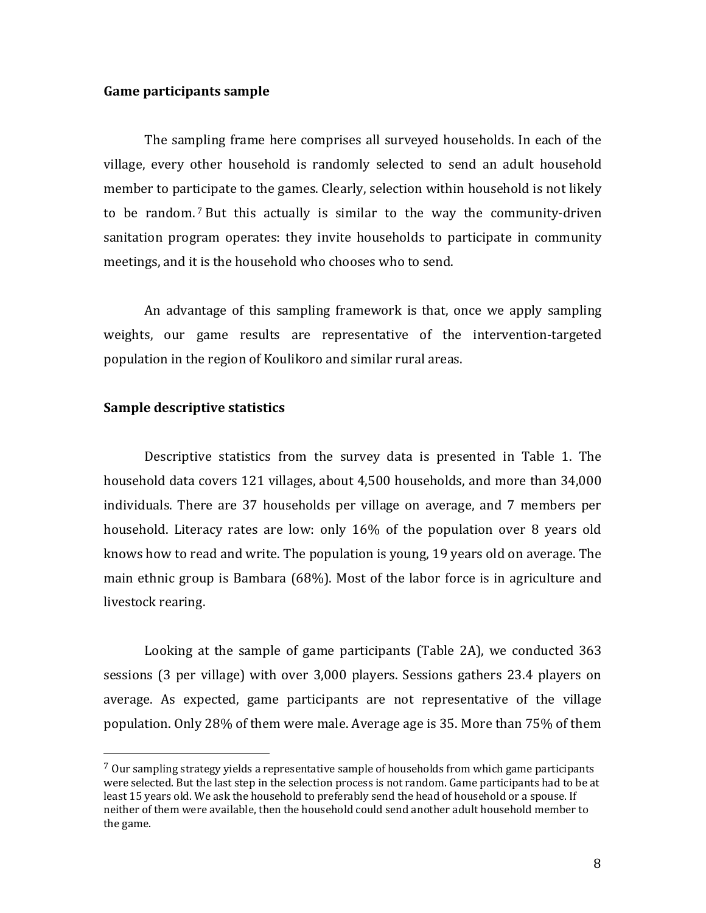**Game participants sample**

The sampling frame here comprises all surveyed households. In each of the village, every other household is randomly selected to send an adult household member to participate to the games. Clearly, selection within household is not likely to be random.[7] But this actually is similar to the way the community-driven sanitation program operates: they invite households to participate in community meetings, and it is the household who chooses who to send.

An advantage of this sampling framework is that, once we apply sampling weights, our game results are representative of the intervention-targeted population in the region of Koulikoro and similar rural areas.

**Sample descriptive statistics**

Descriptive statistics from the survey data is presented in Table 1. The household data covers 121 villages, about 4,500 households, and more than 34,000 individuals. There are 37 households per village on average, and 7 members per household. Literacy rates are low: only 16% of the population over 8 years old knows how to read and write. The population is young, 19 years old on average. The main ethnic group is Bambara (68%). Most of the labor force is in agriculture and livestock rearing.

Looking at the sample of game participants (Table 2A), we conducted 363 sessions (3 per village) with over 3,000 players. Sessions gathers 23.4 players on average. As expected, game participants are not representative of the village population. Only 28% of them were male. Average age is 35. More than 75% of them

---

[7] Our sampling strategy yields a representative sample of households from which game participants were selected. But the last step in the selection process is not random. Game participants had to be at least 15 years old. We ask the household to preferably send the head of household or a spouse. If neither of them were available, then the household could send another adult household member to the game.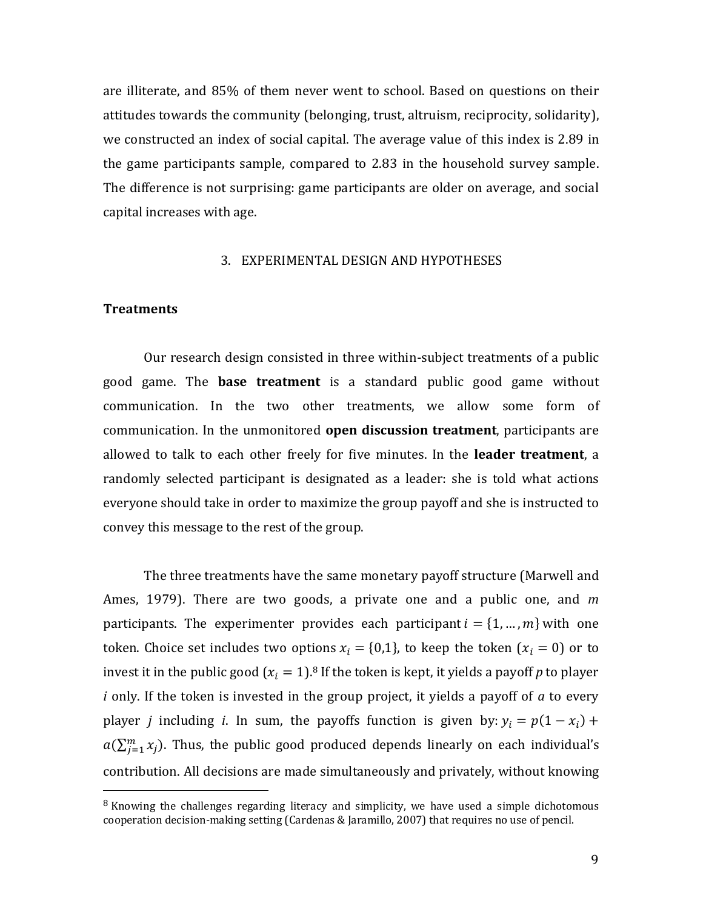are illiterate, and 85% of them never went to school. Based on questions on their attitudes towards the community (belonging, trust, altruism, reciprocity, solidarity), we constructed an index of social capital. The average value of this index is 2.89 in the game participants sample, compared to 2.83 in the household survey sample. The difference is not surprising: game participants are older on average, and social capital increases with age.

## 3. EXPERIMENTAL DESIGN AND HYPOTHESES

### Treatments

Our research design consisted in three within-subject treatments of a public good game. The **base treatment** is a standard public good game without communication. In the two other treatments, we allow some form of communication. In the unmonitored **open discussion treatment**, participants are allowed to talk to each other freely for five minutes. In the **leader treatment**, a randomly selected participant is designated as a leader: she is told what actions everyone should take in order to maximize the group payoff and she is instructed to convey this message to the rest of the group.

The three treatments have the same monetary payoff structure (Marwell and Ames, 1979). There are two goods, a private one and a public one, and $m$ participants. The experimenter provides each participant $i = \{1, \dots, m\}$ with one token. Choice set includes two options $x_i = \{0,1\}$, to keep the token ($x_i = 0$) or to invest it in the public good ($x_i = 1$).[8] If the token is kept, it yields a payoff $p$ to player $i$ only. If the token is invested in the group project, it yields a payoff of $a$ to every player $j$ including $i$. In sum, the payoffs function is given by: $y_i = p(1 - x_i) + a(\sum_{j=1}^{m} x_j)$. Thus, the public good produced depends linearly on each individual's contribution. All decisions are made simultaneously and privately, without knowing

[8] Knowing the challenges regarding literacy and simplicity, we have used a simple dichotomous cooperation decision-making setting (Cardenas & Jaramillo, 2007) that requires no use of pencil.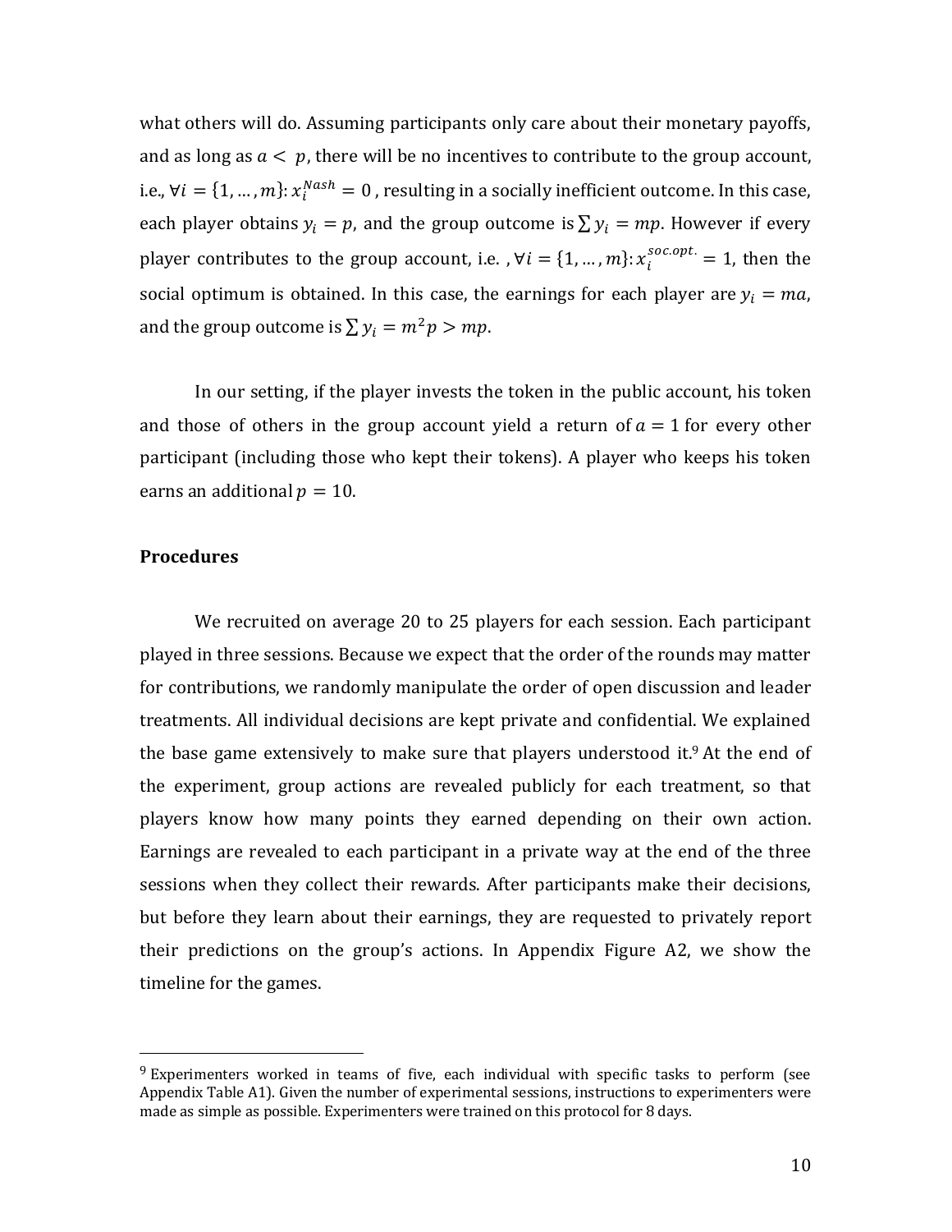what others will do. Assuming participants only care about their monetary payoffs, and as long as $a < p$, there will be no incentives to contribute to the group account, i.e., $\forall i = \{1, \dots, m\}$: $x_i^{Nash} = 0$ , resulting in a socially inefficient outcome. In this case, each player obtains $y_i = p$, and the group outcome is $\sum y_i = mp$. However if every player contributes to the group account, i.e. , $\forall i = \{1, \dots, m\}$: $x_i^{soc.opt.} = 1$, then the social optimum is obtained. In this case, the earnings for each player are $y_i = ma$, and the group outcome is $\sum y_i = m^2 p > mp$.

In our setting, if the player invests the token in the public account, his token and those of others in the group account yield a return of $a = 1$ for every other participant (including those who kept their tokens). A player who keeps his token earns an additional $p = 10$.

**Procedures**

We recruited on average 20 to 25 players for each session. Each participant played in three sessions. Because we expect that the order of the rounds may matter for contributions, we randomly manipulate the order of open discussion and leader treatments. All individual decisions are kept private and confidential. We explained the base game extensively to make sure that players understood it.[9] At the end of the experiment, group actions are revealed publicly for each treatment, so that players know how many points they earned depending on their own action. Earnings are revealed to each participant in a private way at the end of the three sessions when they collect their rewards. After participants make their decisions, but before they learn about their earnings, they are requested to privately report their predictions on the group's actions. In Appendix Figure A2, we show the timeline for the games.

[9] Experimenters worked in teams of five, each individual with specific tasks to perform (see Appendix Table A1). Given the number of experimental sessions, instructions to experimenters were made as simple as possible. Experimenters were trained on this protocol for 8 days.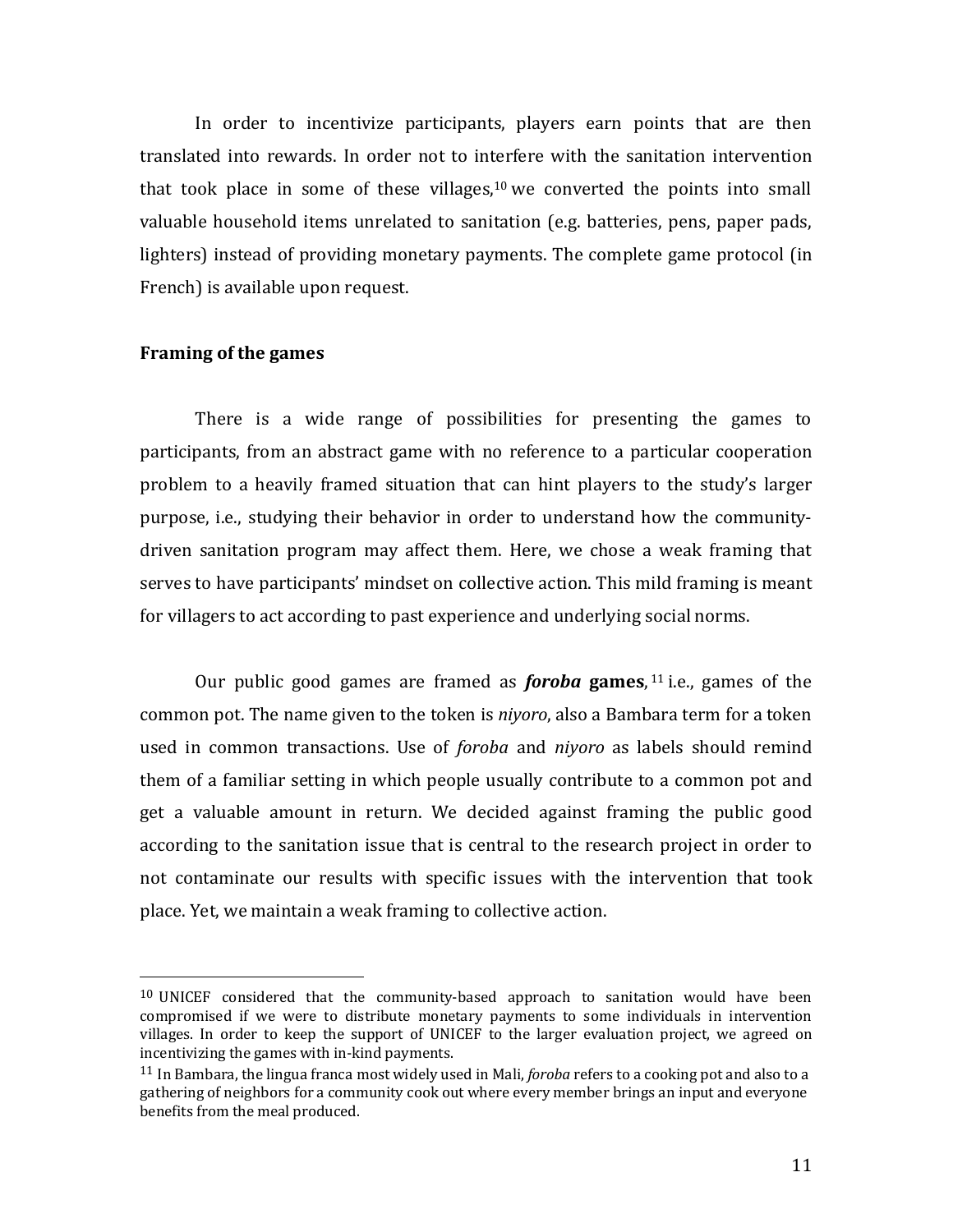In order to incentivize participants, players earn points that are then translated into rewards. In order not to interfere with the sanitation intervention that took place in some of these villages,[10] we converted the points into small valuable household items unrelated to sanitation (e.g. batteries, pens, paper pads, lighters) instead of providing monetary payments. The complete game protocol (in French) is available upon request.

**Framing of the games**

There is a wide range of possibilities for presenting the games to participants, from an abstract game with no reference to a particular cooperation problem to a heavily framed situation that can hint players to the study's larger purpose, i.e., studying their behavior in order to understand how the community-driven sanitation program may affect them. Here, we chose a weak framing that serves to have participants' mindset on collective action. This mild framing is meant for villagers to act according to past experience and underlying social norms.

Our public good games are framed as ***foroba*** **games**,[11] i.e., games of the common pot. The name given to the token is *niyoro*, also a Bambara term for a token used in common transactions. Use of *foroba* and *niyoro* as labels should remind them of a familiar setting in which people usually contribute to a common pot and get a valuable amount in return. We decided against framing the public good according to the sanitation issue that is central to the research project in order to not contaminate our results with specific issues with the intervention that took place. Yet, we maintain a weak framing to collective action.

---

[10] UNICEF considered that the community-based approach to sanitation would have been compromised if we were to distribute monetary payments to some individuals in intervention villages. In order to keep the support of UNICEF to the larger evaluation project, we agreed on incentivizing the games with in-kind payments.

[11] In Bambara, the lingua franca most widely used in Mali, *foroba* refers to a cooking pot and also to a gathering of neighbors for a community cook out where every member brings an input and everyone benefits from the meal produced.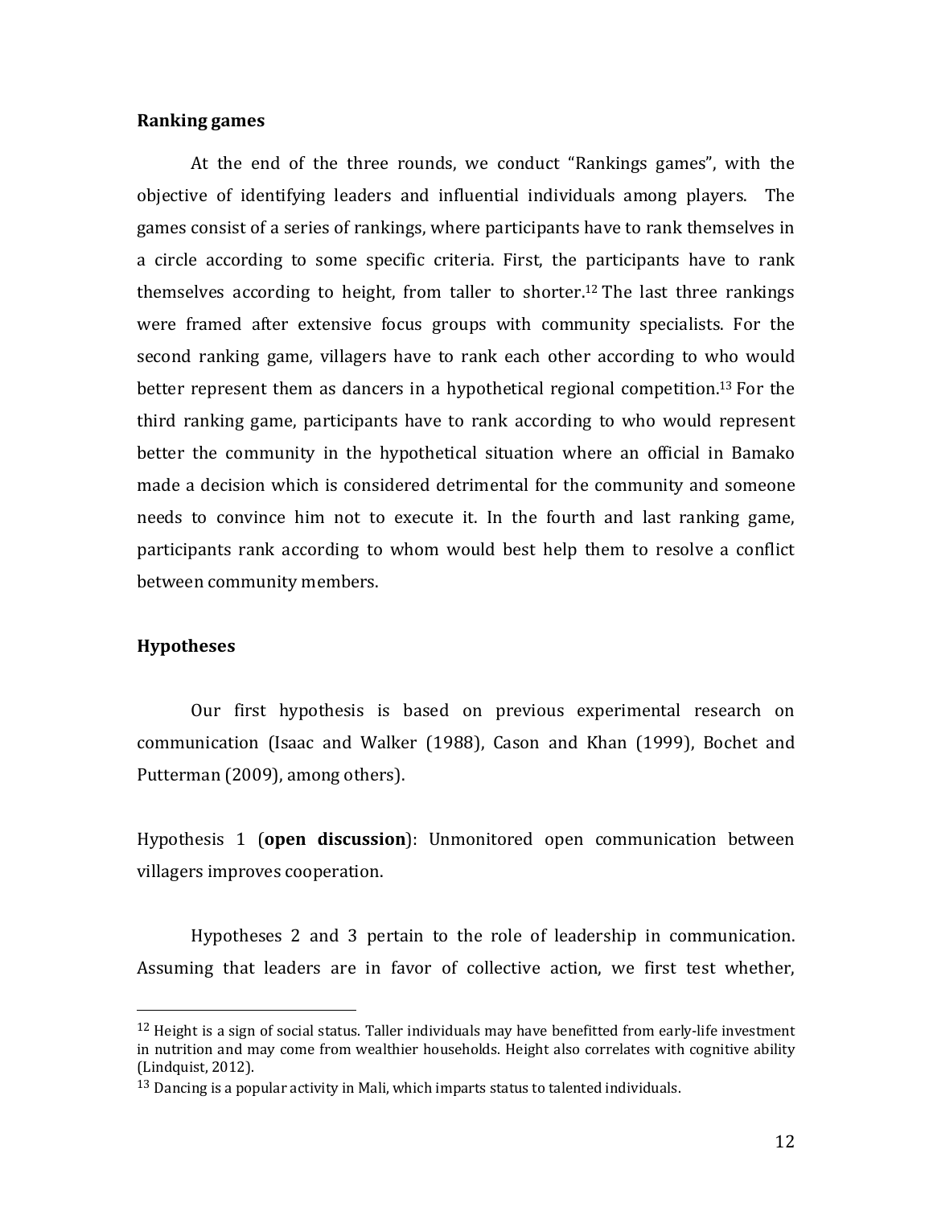**Ranking games**

At the end of the three rounds, we conduct "Rankings games", with the objective of identifying leaders and influential individuals among players. The games consist of a series of rankings, where participants have to rank themselves in a circle according to some specific criteria. First, the participants have to rank themselves according to height, from taller to shorter.[12] The last three rankings were framed after extensive focus groups with community specialists. For the second ranking game, villagers have to rank each other according to who would better represent them as dancers in a hypothetical regional competition.[13] For the third ranking game, participants have to rank according to who would represent better the community in the hypothetical situation where an official in Bamako made a decision which is considered detrimental for the community and someone needs to convince him not to execute it. In the fourth and last ranking game, participants rank according to whom would best help them to resolve a conflict between community members.

**Hypotheses**

Our first hypothesis is based on previous experimental research on communication (Isaac and Walker (1988), Cason and Khan (1999), Bochet and Putterman (2009), among others).

Hypothesis 1 (**open discussion**): Unmonitored open communication between villagers improves cooperation.

Hypotheses 2 and 3 pertain to the role of leadership in communication. Assuming that leaders are in favor of collective action, we first test whether,

---

[12] Height is a sign of social status. Taller individuals may have benefitted from early-life investment in nutrition and may come from wealthier households. Height also correlates with cognitive ability (Lindquist, 2012).

[13] Dancing is a popular activity in Mali, which imparts status to talented individuals.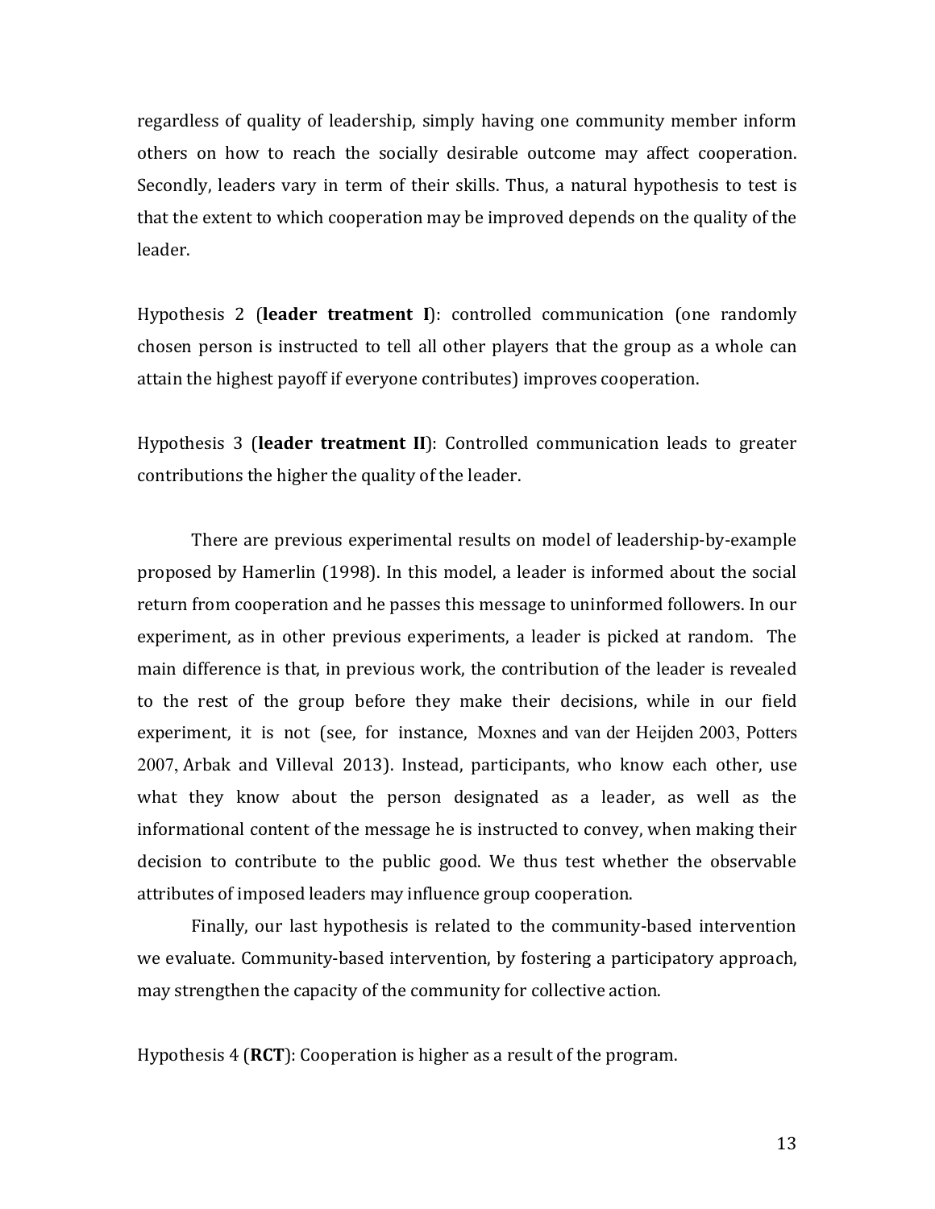regardless of quality of leadership, simply having one community member inform others on how to reach the socially desirable outcome may affect cooperation. Secondly, leaders vary in term of their skills. Thus, a natural hypothesis to test is that the extent to which cooperation may be improved depends on the quality of the leader.

Hypothesis 2 (**leader treatment I**): controlled communication (one randomly chosen person is instructed to tell all other players that the group as a whole can attain the highest payoff if everyone contributes) improves cooperation.

Hypothesis 3 (**leader treatment II**): Controlled communication leads to greater contributions the higher the quality of the leader.

There are previous experimental results on model of leadership-by-example proposed by Hamerlin (1998). In this model, a leader is informed about the social return from cooperation and he passes this message to uninformed followers. In our experiment, as in other previous experiments, a leader is picked at random. The main difference is that, in previous work, the contribution of the leader is revealed to the rest of the group before they make their decisions, while in our field experiment, it is not (see, for instance, Moxnes and van der Heijden 2003, Potters 2007, Arbak and Villeval 2013). Instead, participants, who know each other, use what they know about the person designated as a leader, as well as the informational content of the message he is instructed to convey, when making their decision to contribute to the public good. We thus test whether the observable attributes of imposed leaders may influence group cooperation.

Finally, our last hypothesis is related to the community-based intervention we evaluate. Community-based intervention, by fostering a participatory approach, may strengthen the capacity of the community for collective action.

Hypothesis 4 (**RCT**): Cooperation is higher as a result of the program.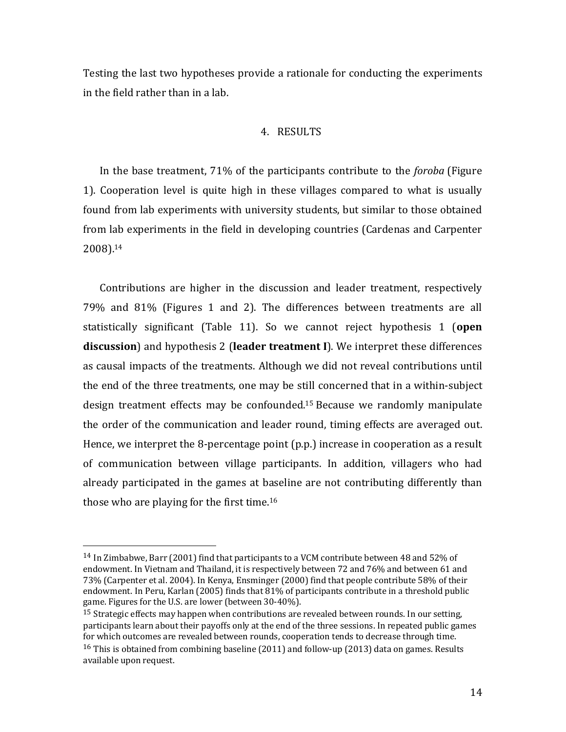Testing the last two hypotheses provide a rationale for conducting the experiments in the field rather than in a lab.

## 4. RESULTS

In the base treatment, 71% of the participants contribute to the *foroba* (Figure 1). Cooperation level is quite high in these villages compared to what is usually found from lab experiments with university students, but similar to those obtained from lab experiments in the field in developing countries (Cardenas and Carpenter 2008).[14]

Contributions are higher in the discussion and leader treatment, respectively 79% and 81% (Figures 1 and 2). The differences between treatments are all statistically significant (Table 11). So we cannot reject hypothesis 1 (**open discussion**) and hypothesis 2 (**leader treatment I**). We interpret these differences as causal impacts of the treatments. Although we did not reveal contributions until the end of the three treatments, one may be still concerned that in a within-subject design treatment effects may be confounded.[15] Because we randomly manipulate the order of the communication and leader round, timing effects are averaged out. Hence, we interpret the 8-percentage point (p.p.) increase in cooperation as a result of communication between village participants. In addition, villagers who had already participated in the games at baseline are not contributing differently than those who are playing for the first time.[16]

---

[14] In Zimbabwe, Barr (2001) find that participants to a VCM contribute between 48 and 52% of endowment. In Vietnam and Thailand, it is respectively between 72 and 76% and between 61 and 73% (Carpenter et al. 2004). In Kenya, Ensminger (2000) find that people contribute 58% of their endowment. In Peru, Karlan (2005) finds that 81% of participants contribute in a threshold public game. Figures for the U.S. are lower (between 30-40%).

[15] Strategic effects may happen when contributions are revealed between rounds. In our setting, participants learn about their payoffs only at the end of the three sessions. In repeated public games for which outcomes are revealed between rounds, cooperation tends to decrease through time.

[16] This is obtained from combining baseline (2011) and follow-up (2013) data on games. Results available upon request.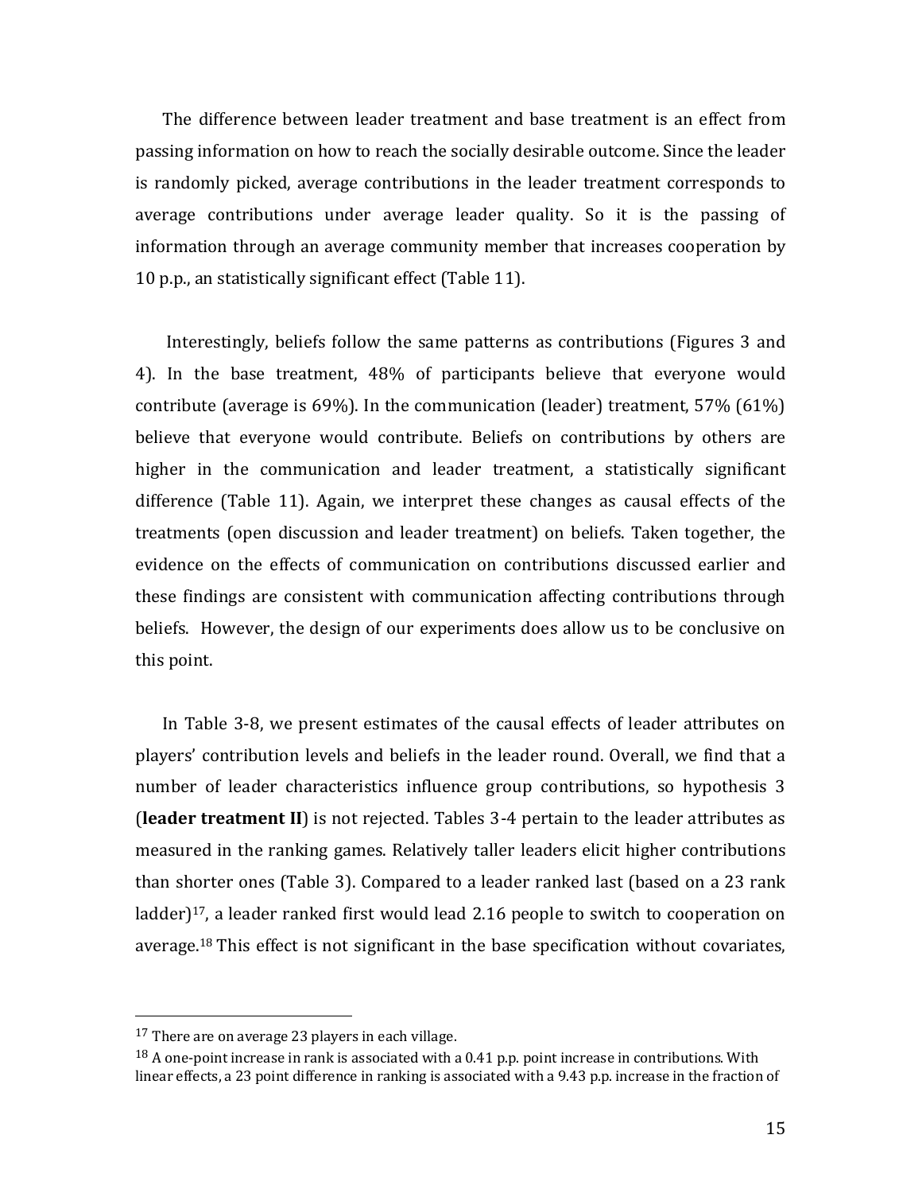The difference between leader treatment and base treatment is an effect from passing information on how to reach the socially desirable outcome. Since the leader is randomly picked, average contributions in the leader treatment corresponds to average contributions under average leader quality. So it is the passing of information through an average community member that increases cooperation by 10 p.p., an statistically significant effect (Table 11).

Interestingly, beliefs follow the same patterns as contributions (Figures 3 and 4). In the base treatment, 48% of participants believe that everyone would contribute (average is 69%). In the communication (leader) treatment, 57% (61%) believe that everyone would contribute. Beliefs on contributions by others are higher in the communication and leader treatment, a statistically significant difference (Table 11). Again, we interpret these changes as causal effects of the treatments (open discussion and leader treatment) on beliefs. Taken together, the evidence on the effects of communication on contributions discussed earlier and these findings are consistent with communication affecting contributions through beliefs. However, the design of our experiments does allow us to be conclusive on this point.

In Table 3-8, we present estimates of the causal effects of leader attributes on players' contribution levels and beliefs in the leader round. Overall, we find that a number of leader characteristics influence group contributions, so hypothesis 3 (**leader treatment II**) is not rejected. Tables 3-4 pertain to the leader attributes as measured in the ranking games. Relatively taller leaders elicit higher contributions than shorter ones (Table 3). Compared to a leader ranked last (based on a 23 rank ladder)[17], a leader ranked first would lead 2.16 people to switch to cooperation on average.[18] This effect is not significant in the base specification without covariates,

---

[17] There are on average 23 players in each village.

[18] A one-point increase in rank is associated with a 0.41 p.p. point increase in contributions. With linear effects, a 23 point difference in ranking is associated with a 9.43 p.p. increase in the fraction of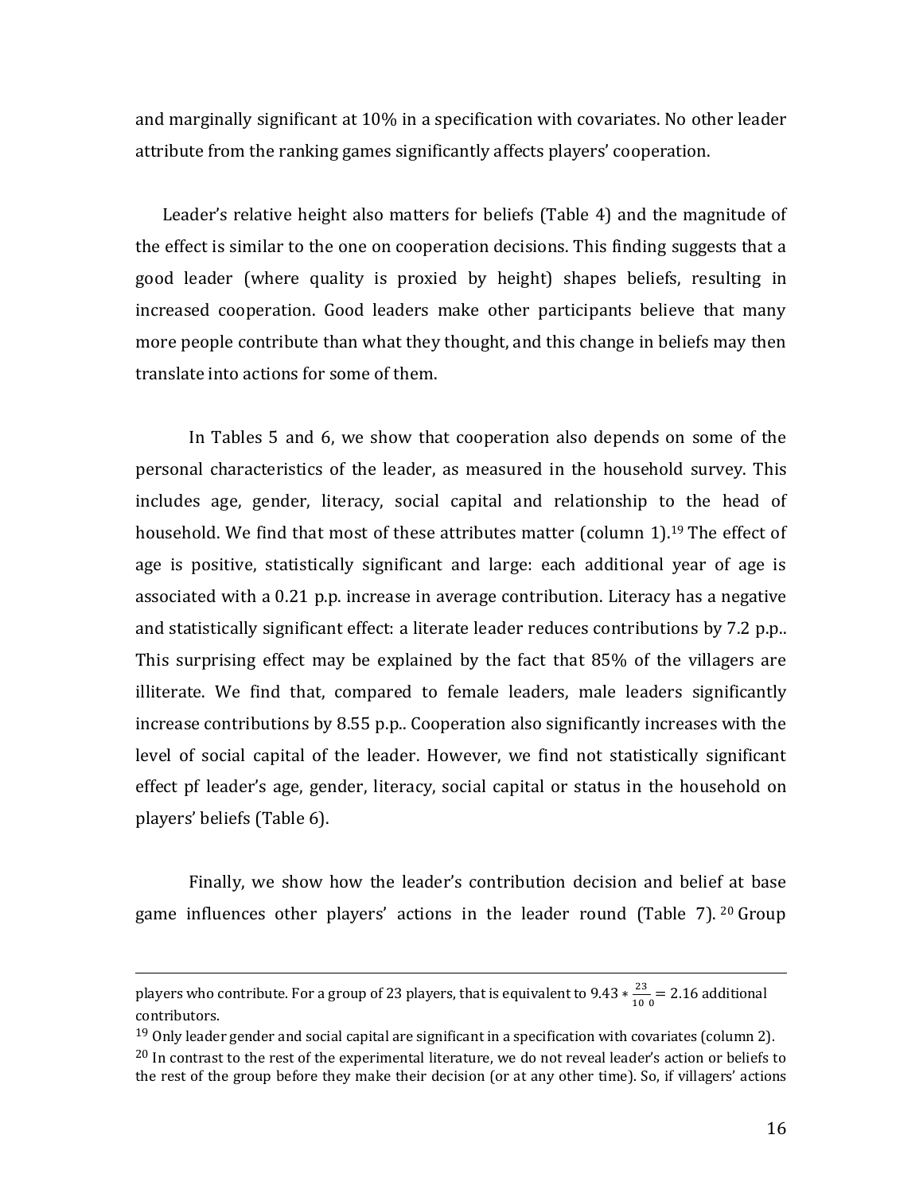and marginally significant at 10% in a specification with covariates. No other leader attribute from the ranking games significantly affects players' cooperation.

Leader's relative height also matters for beliefs (Table 4) and the magnitude of the effect is similar to the one on cooperation decisions. This finding suggests that a good leader (where quality is proxied by height) shapes beliefs, resulting in increased cooperation. Good leaders make other participants believe that many more people contribute than what they thought, and this change in beliefs may then translate into actions for some of them.

In Tables 5 and 6, we show that cooperation also depends on some of the personal characteristics of the leader, as measured in the household survey. This includes age, gender, literacy, social capital and relationship to the head of household. We find that most of these attributes matter (column 1).[19] The effect of age is positive, statistically significant and large: each additional year of age is associated with a 0.21 p.p. increase in average contribution. Literacy has a negative and statistically significant effect: a literate leader reduces contributions by 7.2 p.p.. This surprising effect may be explained by the fact that 85% of the villagers are illiterate. We find that, compared to female leaders, male leaders significantly increase contributions by 8.55 p.p.. Cooperation also significantly increases with the level of social capital of the leader. However, we find not statistically significant effect pf leader's age, gender, literacy, social capital or status in the household on players' beliefs (Table 6).

Finally, we show how the leader's contribution decision and belief at base game influences other players' actions in the leader round (Table 7).[20] Group

---

players who contribute. For a group of 23 players, that is equivalent to $9.43 * \frac{23}{10\ 0} = 2.16$ additional contributors.

[19] Only leader gender and social capital are significant in a specification with covariates (column 2).

[20] In contrast to the rest of the experimental literature, we do not reveal leader's action or beliefs to the rest of the group before they make their decision (or at any other time). So, if villagers' actions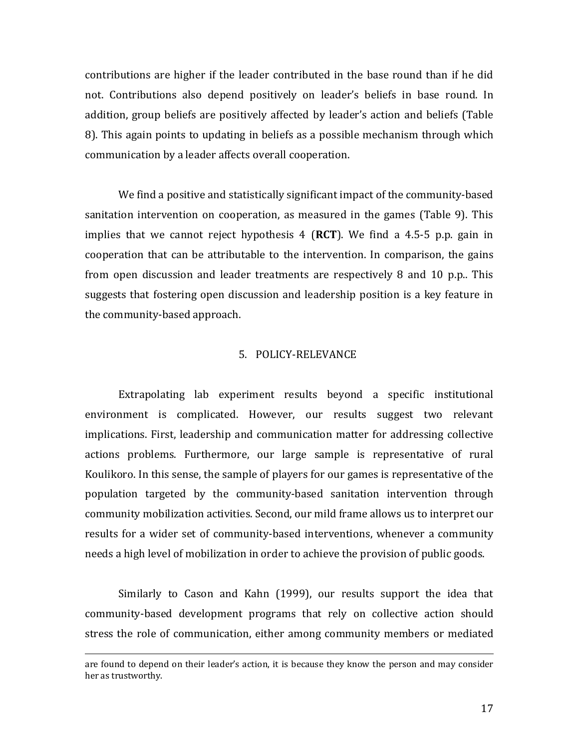contributions are higher if the leader contributed in the base round than if he did not. Contributions also depend positively on leader's beliefs in base round. In addition, group beliefs are positively affected by leader's action and beliefs (Table 8). This again points to updating in beliefs as a possible mechanism through which communication by a leader affects overall cooperation.

We find a positive and statistically significant impact of the community-based sanitation intervention on cooperation, as measured in the games (Table 9). This implies that we cannot reject hypothesis 4 (**RCT**). We find a 4.5-5 p.p. gain in cooperation that can be attributable to the intervention. In comparison, the gains from open discussion and leader treatments are respectively 8 and 10 p.p.. This suggests that fostering open discussion and leadership position is a key feature in the community-based approach.

## 5. POLICY-RELEVANCE

Extrapolating lab experiment results beyond a specific institutional environment is complicated. However, our results suggest two relevant implications. First, leadership and communication matter for addressing collective actions problems. Furthermore, our large sample is representative of rural Koulikoro. In this sense, the sample of players for our games is representative of the population targeted by the community-based sanitation intervention through community mobilization activities. Second, our mild frame allows us to interpret our results for a wider set of community-based interventions, whenever a community needs a high level of mobilization in order to achieve the provision of public goods.

Similarly to Cason and Kahn (1999), our results support the idea that community-based development programs that rely on collective action should stress the role of communication, either among community members or mediated

are found to depend on their leader's action, it is because they know the person and may consider her as trustworthy.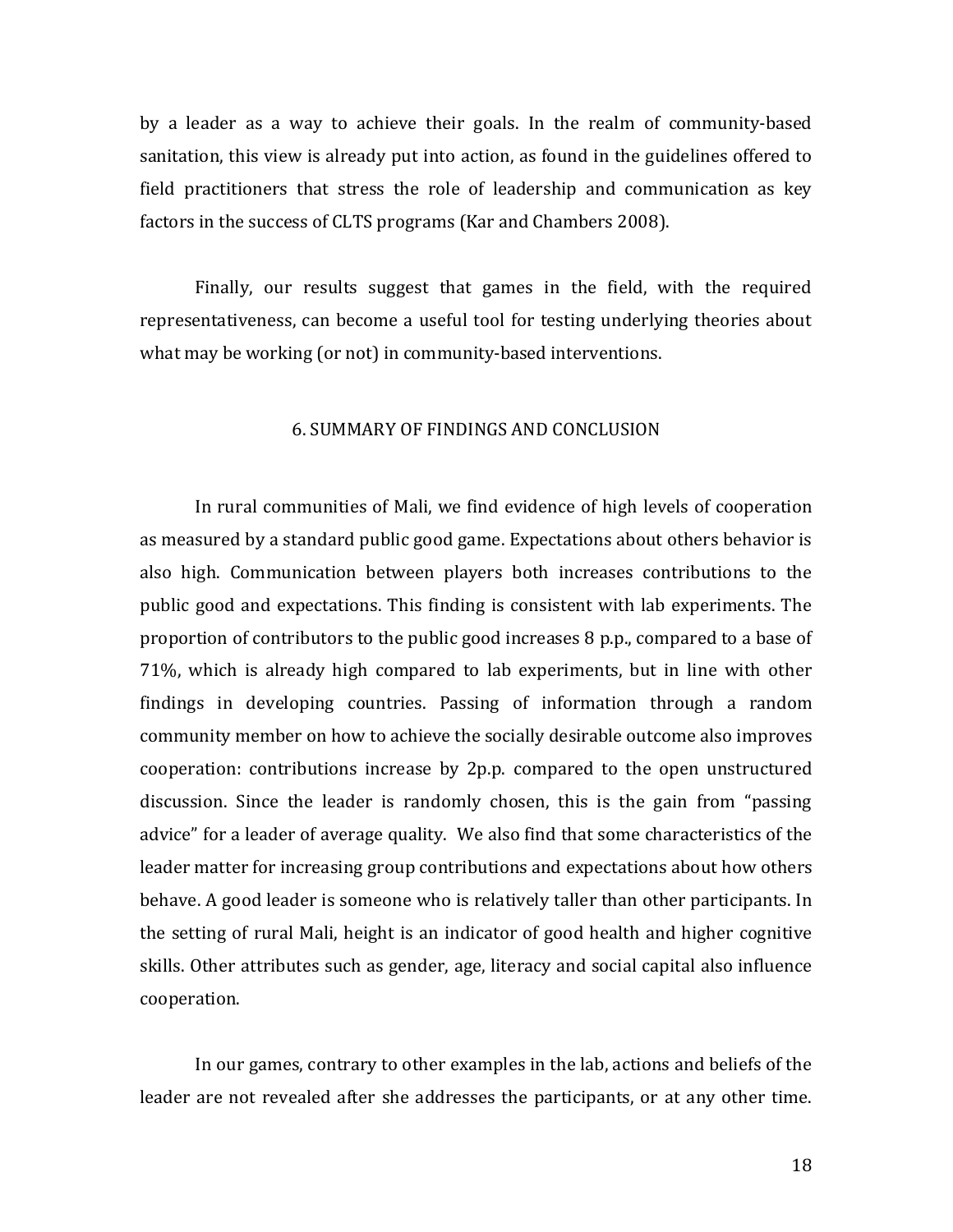by a leader as a way to achieve their goals. In the realm of community-based sanitation, this view is already put into action, as found in the guidelines offered to field practitioners that stress the role of leadership and communication as key factors in the success of CLTS programs (Kar and Chambers 2008).

Finally, our results suggest that games in the field, with the required representativeness, can become a useful tool for testing underlying theories about what may be working (or not) in community-based interventions.

## 6. SUMMARY OF FINDINGS AND CONCLUSION

In rural communities of Mali, we find evidence of high levels of cooperation as measured by a standard public good game. Expectations about others behavior is also high. Communication between players both increases contributions to the public good and expectations. This finding is consistent with lab experiments. The proportion of contributors to the public good increases 8 p.p., compared to a base of 71%, which is already high compared to lab experiments, but in line with other findings in developing countries. Passing of information through a random community member on how to achieve the socially desirable outcome also improves cooperation: contributions increase by 2p.p. compared to the open unstructured discussion. Since the leader is randomly chosen, this is the gain from "passing advice" for a leader of average quality. We also find that some characteristics of the leader matter for increasing group contributions and expectations about how others behave. A good leader is someone who is relatively taller than other participants. In the setting of rural Mali, height is an indicator of good health and higher cognitive skills. Other attributes such as gender, age, literacy and social capital also influence cooperation.

In our games, contrary to other examples in the lab, actions and beliefs of the leader are not revealed after she addresses the participants, or at any other time.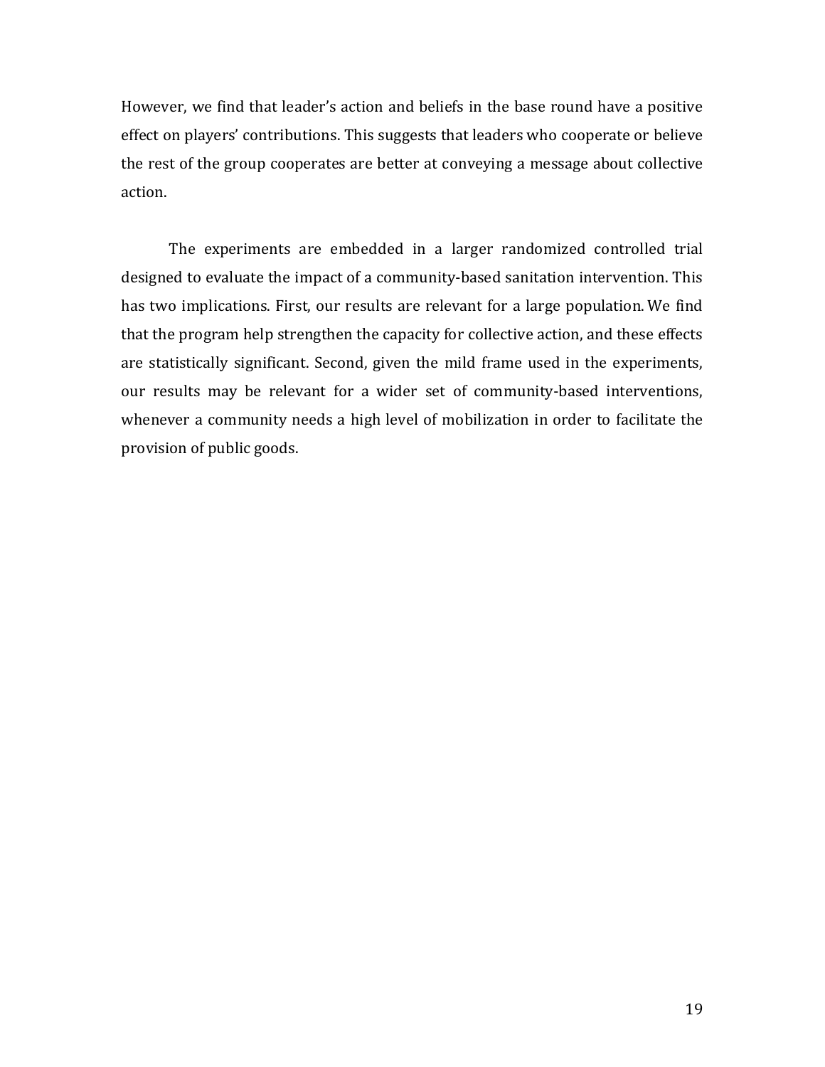However, we find that leader's action and beliefs in the base round have a positive effect on players' contributions. This suggests that leaders who cooperate or believe the rest of the group cooperates are better at conveying a message about collective action.

The experiments are embedded in a larger randomized controlled trial designed to evaluate the impact of a community-based sanitation intervention. This has two implications. First, our results are relevant for a large population. We find that the program help strengthen the capacity for collective action, and these effects are statistically significant. Second, given the mild frame used in the experiments, our results may be relevant for a wider set of community-based interventions, whenever a community needs a high level of mobilization in order to facilitate the provision of public goods.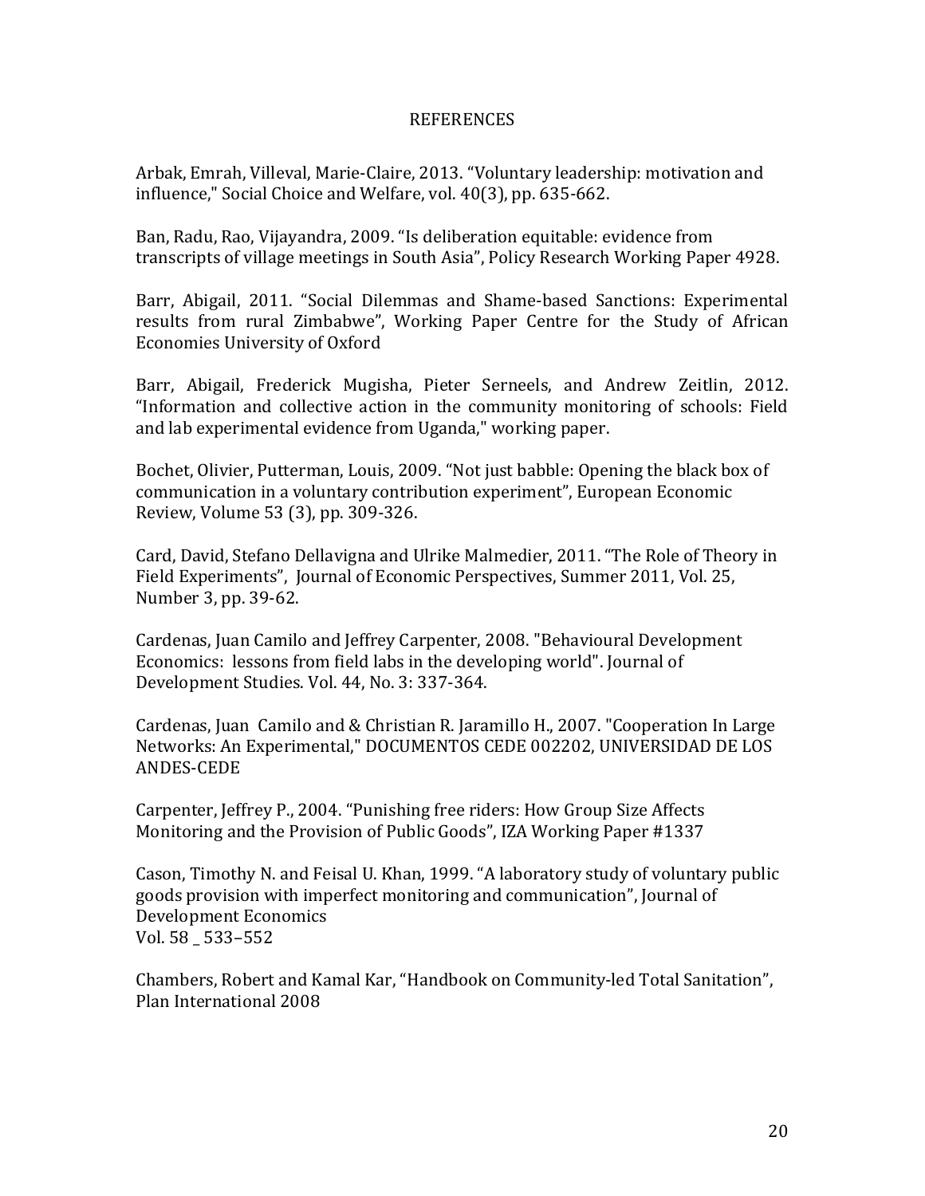# REFERENCES

Arbak, Emrah, Villeval, Marie-Claire, 2013. "Voluntary leadership: motivation and influence," Social Choice and Welfare, vol. 40(3), pp. 635-662.

Ban, Radu, Rao, Vijayandra, 2009. "Is deliberation equitable: evidence from transcripts of village meetings in South Asia", Policy Research Working Paper 4928.

Barr, Abigail, 2011. "Social Dilemmas and Shame-based Sanctions: Experimental results from rural Zimbabwe", Working Paper Centre for the Study of African Economies University of Oxford

Barr, Abigail, Frederick Mugisha, Pieter Serneels, and Andrew Zeitlin, 2012. "Information and collective action in the community monitoring of schools: Field and lab experimental evidence from Uganda," working paper.

Bochet, Olivier, Putterman, Louis, 2009. "Not just babble: Opening the black box of communication in a voluntary contribution experiment", European Economic Review, Volume 53 (3), pp. 309-326.

Card, David, Stefano Dellavigna and Ulrike Malmedier, 2011. "The Role of Theory in Field Experiments", Journal of Economic Perspectives, Summer 2011, Vol. 25, Number 3, pp. 39-62.

Cardenas, Juan Camilo and Jeffrey Carpenter, 2008. "Behavioural Development Economics: lessons from field labs in the developing world". Journal of Development Studies. Vol. 44, No. 3: 337-364.

Cardenas, Juan Camilo and & Christian R. Jaramillo H., 2007. "Cooperation In Large Networks: An Experimental," DOCUMENTOS CEDE 002202, UNIVERSIDAD DE LOS ANDES-CEDE

Carpenter, Jeffrey P., 2004. "Punishing free riders: How Group Size Affects Monitoring and the Provision of Public Goods", IZA Working Paper #1337

Cason, Timothy N. and Feisal U. Khan, 1999. "A laboratory study of voluntary public goods provision with imperfect monitoring and communication", Journal of Development Economics
Vol. 58 _ 533–552

Chambers, Robert and Kamal Kar, "Handbook on Community-led Total Sanitation", Plan International 2008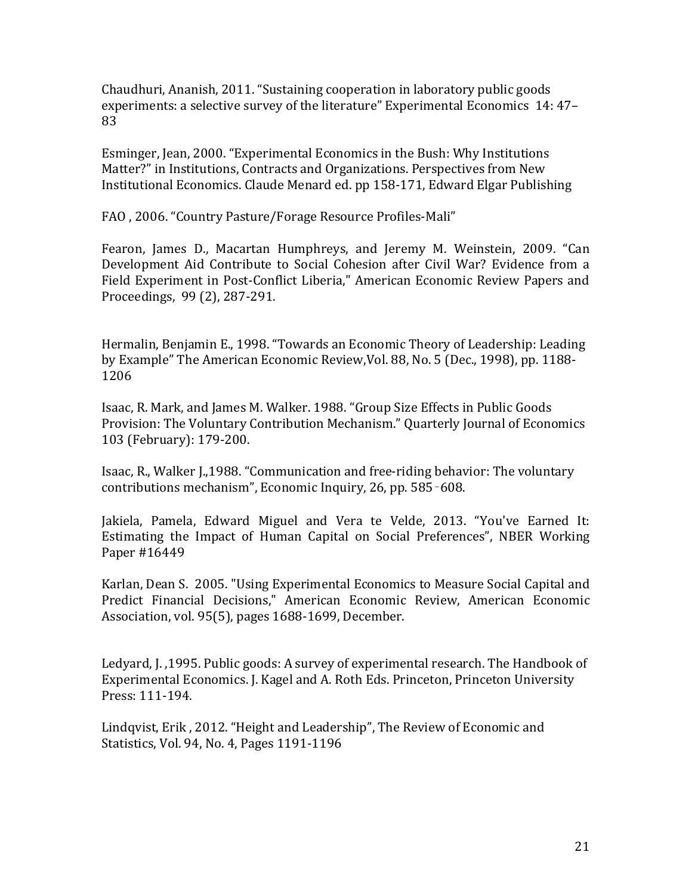Chaudhuri, Ananish, 2011. “Sustaining cooperation in laboratory public goods experiments: a selective survey of the literature” Experimental Economics 14: 47–83

Esminger, Jean, 2000. “Experimental Economics in the Bush: Why Institutions Matter?” in Institutions, Contracts and Organizations. Perspectives from New Institutional Economics. Claude Menard ed. pp 158-171, Edward Elgar Publishing

FAO , 2006. “Country Pasture/Forage Resource Profiles-Mali”

Fearon, James D., Macartan Humphreys, and Jeremy M. Weinstein, 2009. “Can Development Aid Contribute to Social Cohesion after Civil War? Evidence from a Field Experiment in Post-Conflict Liberia," American Economic Review Papers and Proceedings, 99 (2), 287-291.

Hermalin, Benjamin E., 1998. “Towards an Economic Theory of Leadership: Leading by Example” The American Economic Review,Vol. 88, No. 5 (Dec., 1998), pp. 1188-1206

Isaac, R. Mark, and James M. Walker. 1988. “Group Size Effects in Public Goods Provision: The Voluntary Contribution Mechanism.” Quarterly Journal of Economics 103 (February): 179-200.

Isaac, R., Walker J.,1988. “Communication and free-riding behavior: The voluntary contributions mechanism”, Economic Inquiry, 26, pp. 585–608.

Jakiela, Pamela, Edward Miguel and Vera te Velde, 2013. “You've Earned It: Estimating the Impact of Human Capital on Social Preferences”, NBER Working Paper #16449

Karlan, Dean S. 2005. "Using Experimental Economics to Measure Social Capital and Predict Financial Decisions," American Economic Review, American Economic Association, vol. 95(5), pages 1688-1699, December.

Ledyard, J. ,1995. Public goods: A survey of experimental research. The Handbook of Experimental Economics. J. Kagel and A. Roth Eds. Princeton, Princeton University Press: 111-194.

Lindqvist, Erik , 2012. “Height and Leadership”, The Review of Economic and Statistics, Vol. 94, No. 4, Pages 1191-1196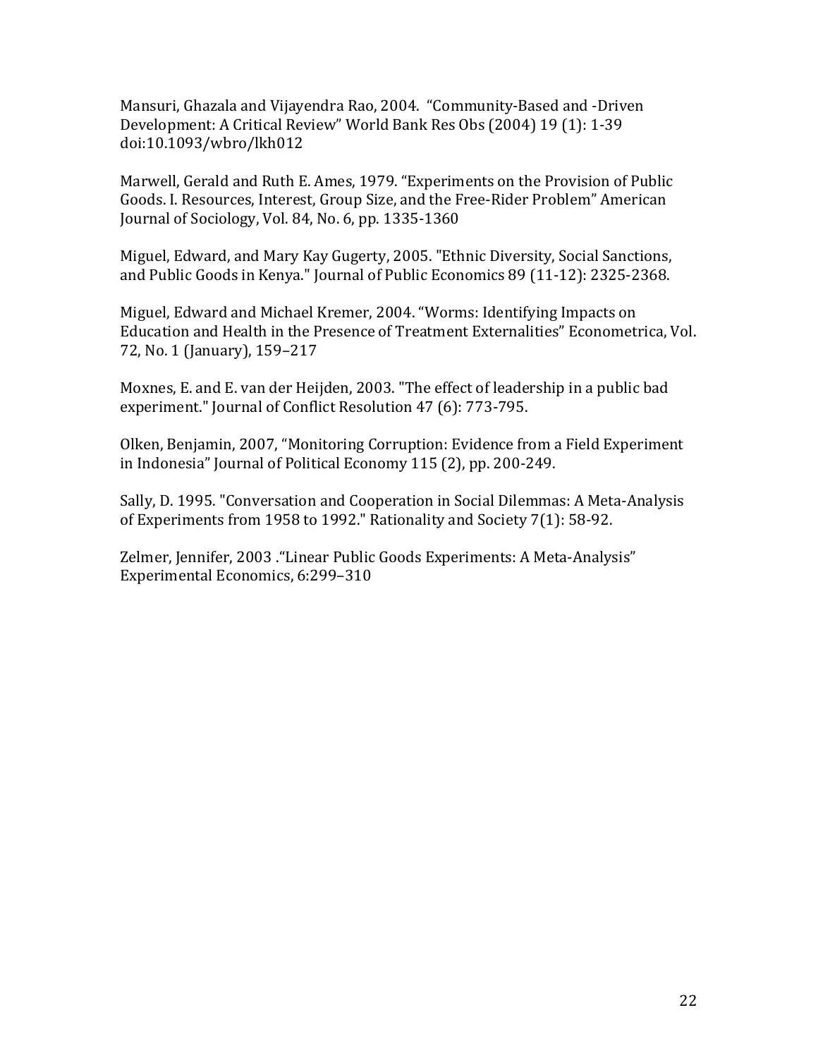Mansuri, Ghazala and Vijayendra Rao, 2004. "Community-Based and -Driven Development: A Critical Review" World Bank Res Obs (2004) 19 (1): 1-39 doi:10.1093/wbro/lkh012

Marwell, Gerald and Ruth E. Ames, 1979. "Experiments on the Provision of Public Goods. I. Resources, Interest, Group Size, and the Free-Rider Problem" American Journal of Sociology, Vol. 84, No. 6, pp. 1335-1360

Miguel, Edward, and Mary Kay Gugerty, 2005. "Ethnic Diversity, Social Sanctions, and Public Goods in Kenya." Journal of Public Economics 89 (11-12): 2325-2368.

Miguel, Edward and Michael Kremer, 2004. "Worms: Identifying Impacts on Education and Health in the Presence of Treatment Externalities" Econometrica, Vol. 72, No. 1 (January), 159–217

Moxnes, E. and E. van der Heijden, 2003. "The effect of leadership in a public bad experiment." Journal of Conflict Resolution 47 (6): 773-795.

Olken, Benjamin, 2007, "Monitoring Corruption: Evidence from a Field Experiment in Indonesia" Journal of Political Economy 115 (2), pp. 200-249.

Sally, D. 1995. "Conversation and Cooperation in Social Dilemmas: A Meta-Analysis of Experiments from 1958 to 1992." Rationality and Society 7(1): 58-92.

Zelmer, Jennifer, 2003 ."Linear Public Goods Experiments: A Meta-Analysis" Experimental Economics, 6:299–310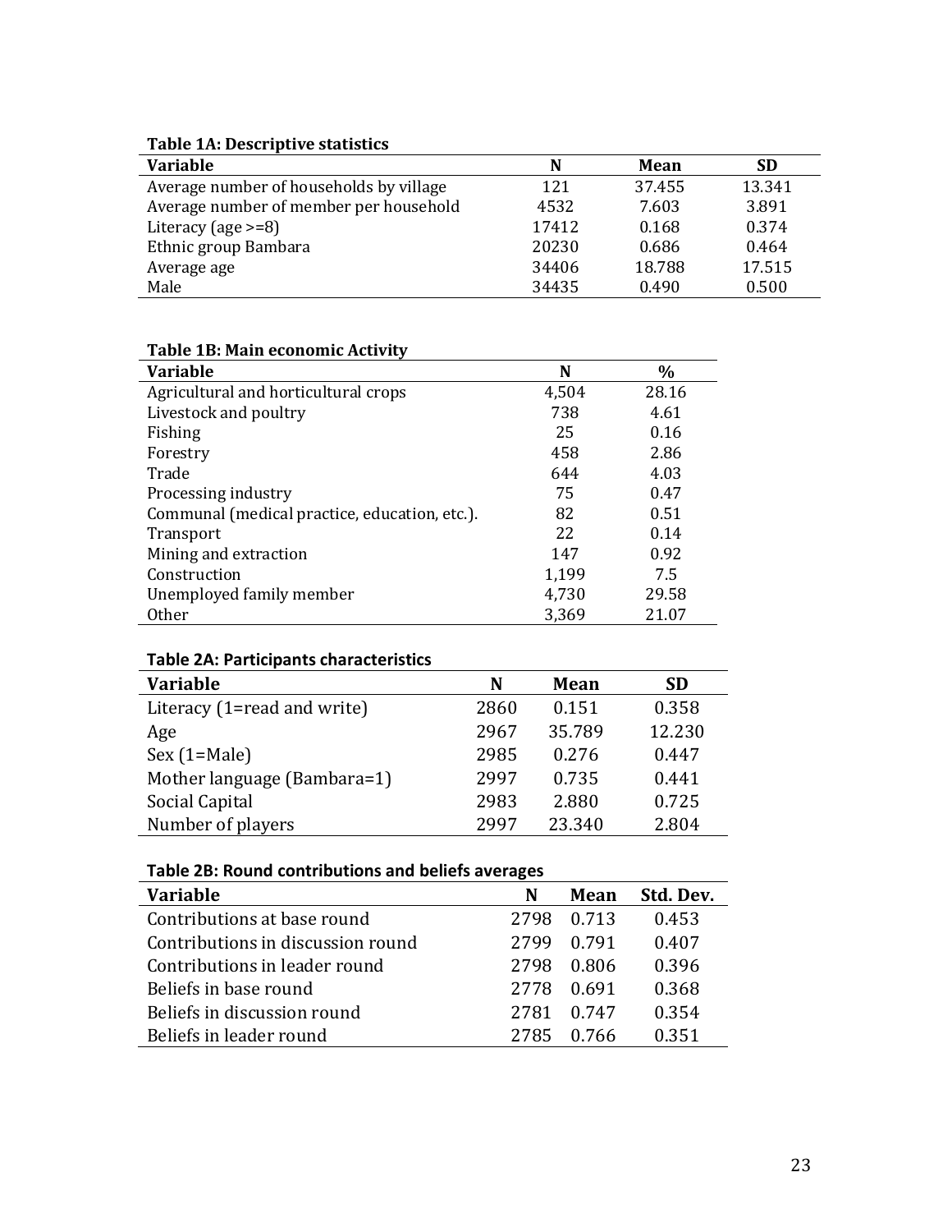**Table 1A: Descriptive statistics**

| Variable | N | Mean | SD |
|---|---|---|---|
| Average number of households by village | 121 | 37.455 | 13.341 |
| Average number of member per household | 4532 | 7.603 | 3.891 |
| Literacy (age >=8) | 17412 | 0.168 | 0.374 |
| Ethnic group Bambara | 20230 | 0.686 | 0.464 |
| Average age | 34406 | 18.788 | 17.515 |
| Male | 34435 | 0.490 | 0.500 |

**Table 1B: Main economic Activity**

| Variable | N | % |
|---|---|---|
| Agricultural and horticultural crops | 4,504 | 28.16 |
| Livestock and poultry | 738 | 4.61 |
| Fishing | 25 | 0.16 |
| Forestry | 458 | 2.86 |
| Trade | 644 | 4.03 |
| Processing industry | 75 | 0.47 |
| Communal (medical practice, education, etc.). | 82 | 0.51 |
| Transport | 22 | 0.14 |
| Mining and extraction | 147 | 0.92 |
| Construction | 1,199 | 7.5 |
| Unemployed family member | 4,730 | 29.58 |
| Other | 3,369 | 21.07 |

**Table 2A: Participants characteristics**

| Variable | N | Mean | SD |
|---|---|---|---|
| Literacy (1=read and write) | 2860 | 0.151 | 0.358 |
| Age | 2967 | 35.789 | 12.230 |
| Sex (1=Male) | 2985 | 0.276 | 0.447 |
| Mother language (Bambara=1) | 2997 | 0.735 | 0.441 |
| Social Capital | 2983 | 2.880 | 0.725 |
| Number of players | 2997 | 23.340 | 2.804 |

**Table 2B: Round contributions and beliefs averages**

| Variable | N | Mean | Std. Dev. |
|---|---|---|---|
| Contributions at base round | 2798 | 0.713 | 0.453 |
| Contributions in discussion round | 2799 | 0.791 | 0.407 |
| Contributions in leader round | 2798 | 0.806 | 0.396 |
| Beliefs in base round | 2778 | 0.691 | 0.368 |
| Beliefs in discussion round | 2781 | 0.747 | 0.354 |
| Beliefs in leader round | 2785 | 0.766 | 0.351 |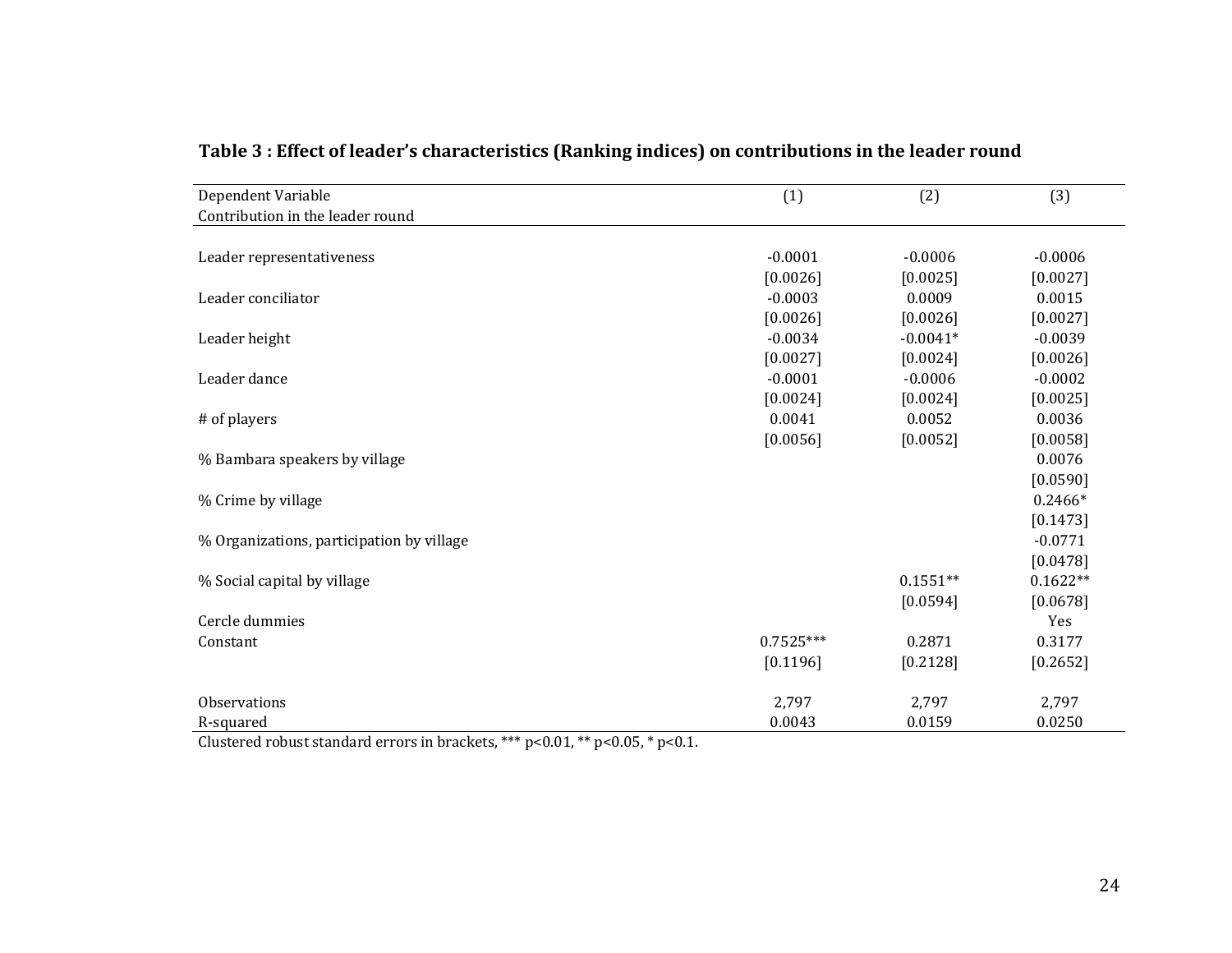**Table 3 : Effect of leader's characteristics (Ranking indices) on contributions in the leader round**

| Dependent Variable<br>Contribution in the leader round | (1) | (2) | (3) |
|---|---|---|---|
| Leader representativeness | -0.0001 | -0.0006 | -0.0006 |
| | [0.0026] | [0.0025] | [0.0027] |
| Leader conciliator | -0.0003 | 0.0009 | 0.0015 |
| | [0.0026] | [0.0026] | [0.0027] |
| Leader height | -0.0034 | -0.0041* | -0.0039 |
| | [0.0027] | [0.0024] | [0.0026] |
| Leader dance | -0.0001 | -0.0006 | -0.0002 |
| | [0.0024] | [0.0024] | [0.0025] |
| # of players | 0.0041 | 0.0052 | 0.0036 |
| | [0.0056] | [0.0052] | [0.0058] |
| % Bambara speakers by village | | | 0.0076 |
| | | | [0.0590] |
| % Crime by village | | | 0.2466* |
| | | | [0.1473] |
| % Organizations, participation by village | | | -0.0771 |
| | | | [0.0478] |
| % Social capital by village | | 0.1551** | 0.1622** |
| | | [0.0594] | [0.0678] |
| Cercle dummies | | | Yes |
| Constant | 0.7525*** | 0.2871 | 0.3177 |
| | [0.1196] | [0.2128] | [0.2652] |
| Observations | 2,797 | 2,797 | 2,797 |
| R-squared | 0.0043 | 0.0159 | 0.0250 |

Clustered robust standard errors in brackets, *** p<0.01, ** p<0.05, * p<0.1.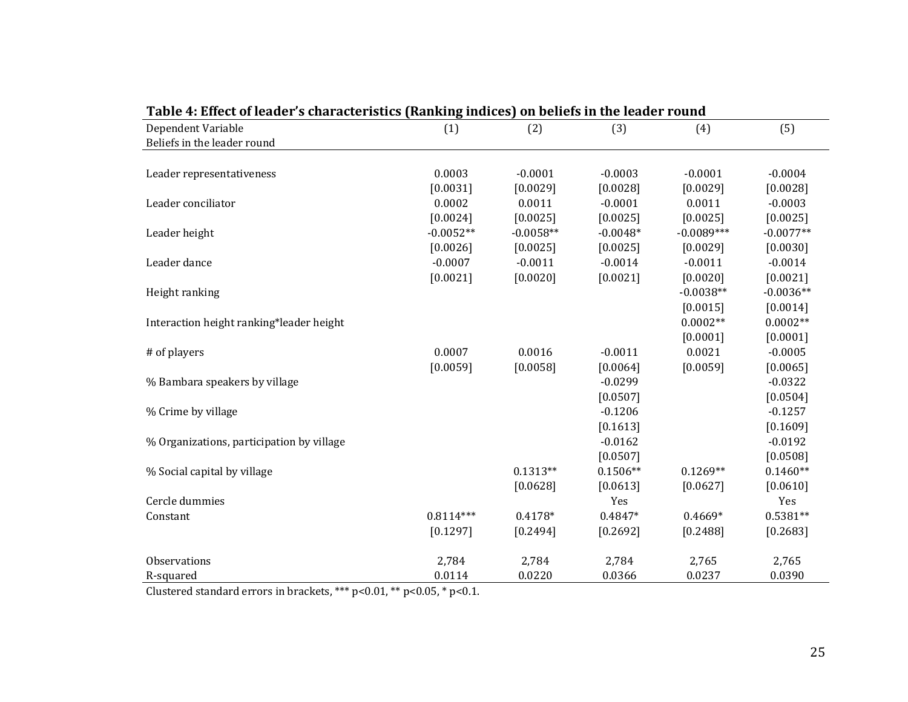**Table 4: Effect of leader's characteristics (Ranking indices) on beliefs in the leader round**

| Dependent Variable<br>Beliefs in the leader round | (1) | (2) | (3) | (4) | (5) |
|---|---|---|---|---|---|
| Leader representativeness | 0.0003 | -0.0001 | -0.0003 | -0.0001 | -0.0004 |
| | [0.0031] | [0.0029] | [0.0028] | [0.0029] | [0.0028] |
| Leader conciliator | 0.0002 | 0.0011 | -0.0001 | 0.0011 | -0.0003 |
| | [0.0024] | [0.0025] | [0.0025] | [0.0025] | [0.0025] |
| Leader height | -0.0052** | -0.0058** | -0.0048* | -0.0089*** | -0.0077** |
| | [0.0026] | [0.0025] | [0.0025] | [0.0029] | [0.0030] |
| Leader dance | -0.0007 | -0.0011 | -0.0014 | -0.0011 | -0.0014 |
| | [0.0021] | [0.0020] | [0.0021] | [0.0020] | [0.0021] |
| Height ranking | | | | -0.0038** | -0.0036** |
| | | | | [0.0015] | [0.0014] |
| Interaction height ranking*leader height | | | | 0.0002** | 0.0002** |
| | | | | [0.0001] | [0.0001] |
| # of players | 0.0007 | 0.0016 | -0.0011 | 0.0021 | -0.0005 |
| | [0.0059] | [0.0058] | [0.0064] | [0.0059] | [0.0065] |
| % Bambara speakers by village | | | -0.0299 | | -0.0322 |
| | | | [0.0507] | | [0.0504] |
| % Crime by village | | | -0.1206 | | -0.1257 |
| | | | [0.1613] | | [0.1609] |
| % Organizations, participation by village | | | -0.0162 | | -0.0192 |
| | | | [0.0507] | | [0.0508] |
| % Social capital by village | | 0.1313** | 0.1506** | 0.1269** | 0.1460** |
| | | [0.0628] | [0.0613] | [0.0627] | [0.0610] |
| Cercle dummies | | | Yes | | Yes |
| Constant | 0.8114*** | 0.4178* | 0.4847* | 0.4669* | 0.5381** |
| | [0.1297] | [0.2494] | [0.2692] | [0.2488] | [0.2683] |
| Observations | 2,784 | 2,784 | 2,784 | 2,765 | 2,765 |
| R-squared | 0.0114 | 0.0220 | 0.0366 | 0.0237 | 0.0390 |

Clustered standard errors in brackets, *** p<0.01, ** p<0.05, * p<0.1.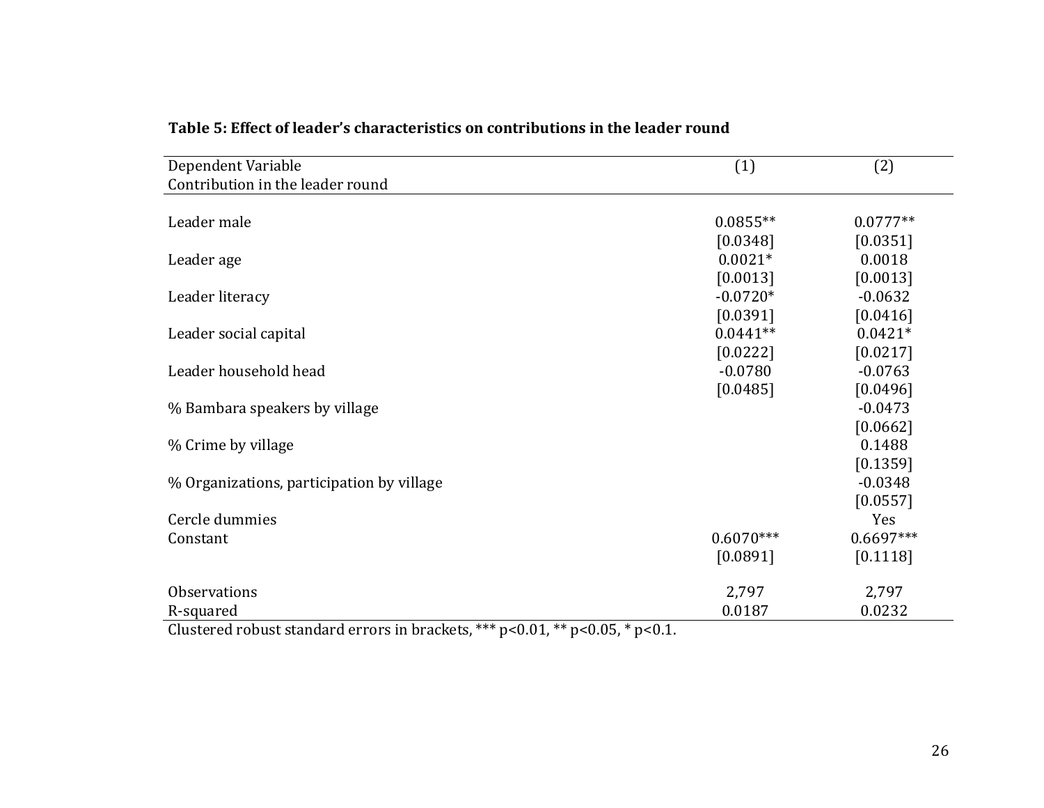**Table 5: Effect of leader's characteristics on contributions in the leader round**

| Dependent Variable<br>Contribution in the leader round | (1) | (2) |
|---|---|---|
| Leader male | 0.0855** | 0.0777** |
| | [0.0348] | [0.0351] |
| Leader age | 0.0021* | 0.0018 |
| | [0.0013] | [0.0013] |
| Leader literacy | -0.0720* | -0.0632 |
| | [0.0391] | [0.0416] |
| Leader social capital | 0.0441** | 0.0421* |
| | [0.0222] | [0.0217] |
| Leader household head | -0.0780 | -0.0763 |
| | [0.0485] | [0.0496] |
| % Bambara speakers by village | | -0.0473 |
| | | [0.0662] |
| % Crime by village | | 0.1488 |
| | | [0.1359] |
| % Organizations, participation by village | | -0.0348 |
| | | [0.0557] |
| Cercle dummies | | Yes |
| Constant | 0.6070*** | 0.6697*** |
| | [0.0891] | [0.1118] |
| Observations | 2,797 | 2,797 |
| R-squared | 0.0187 | 0.0232 |

Clustered robust standard errors in brackets, *** p<0.01, ** p<0.05, * p<0.1.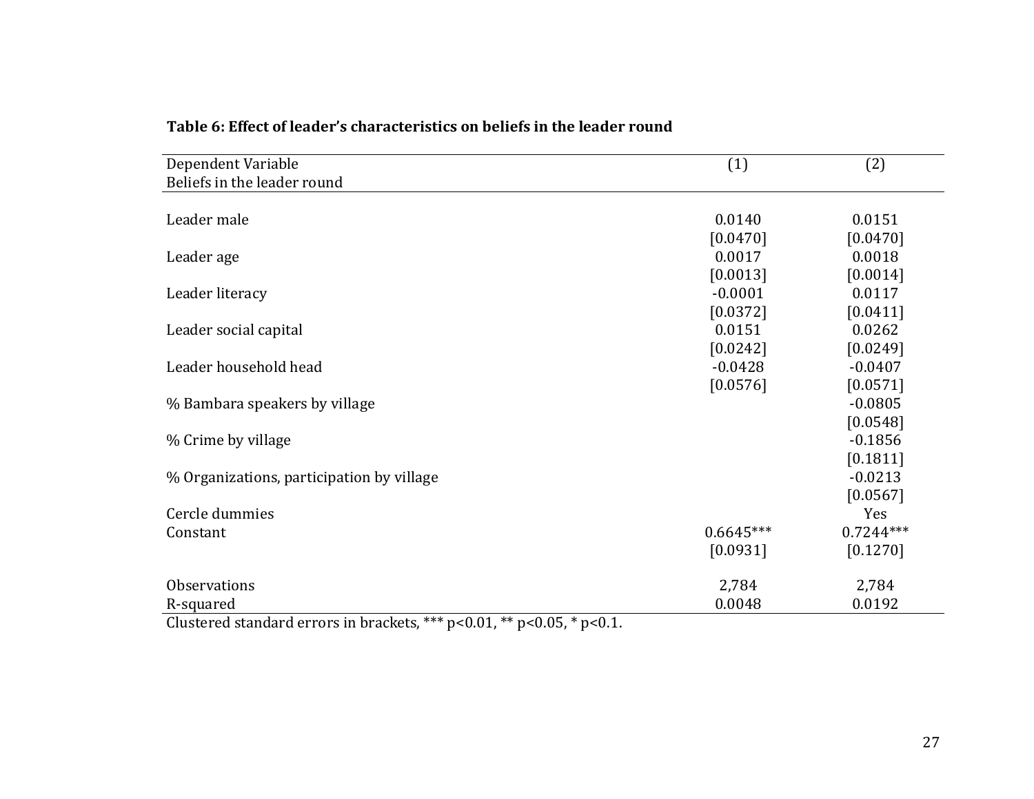**Table 6: Effect of leader's characteristics on beliefs in the leader round**

| Dependent Variable<br>Beliefs in the leader round | (1) | (2) |
|---|---|---|
| Leader male | 0.0140 | 0.0151 |
| | [0.0470] | [0.0470] |
| Leader age | 0.0017 | 0.0018 |
| | [0.0013] | [0.0014] |
| Leader literacy | -0.0001 | 0.0117 |
| | [0.0372] | [0.0411] |
| Leader social capital | 0.0151 | 0.0262 |
| | [0.0242] | [0.0249] |
| Leader household head | -0.0428 | -0.0407 |
| | [0.0576] | [0.0571] |
| % Bambara speakers by village | | -0.0805 |
| | | [0.0548] |
| % Crime by village | | -0.1856 |
| | | [0.1811] |
| % Organizations, participation by village | | -0.0213 |
| | | [0.0567] |
| Cercle dummies | | Yes |
| Constant | 0.6645*** | 0.7244*** |
| | [0.0931] | [0.1270] |
| Observations | 2,784 | 2,784 |
| R-squared | 0.0048 | 0.0192 |

Clustered standard errors in brackets, *** p<0.01, ** p<0.05, * p<0.1.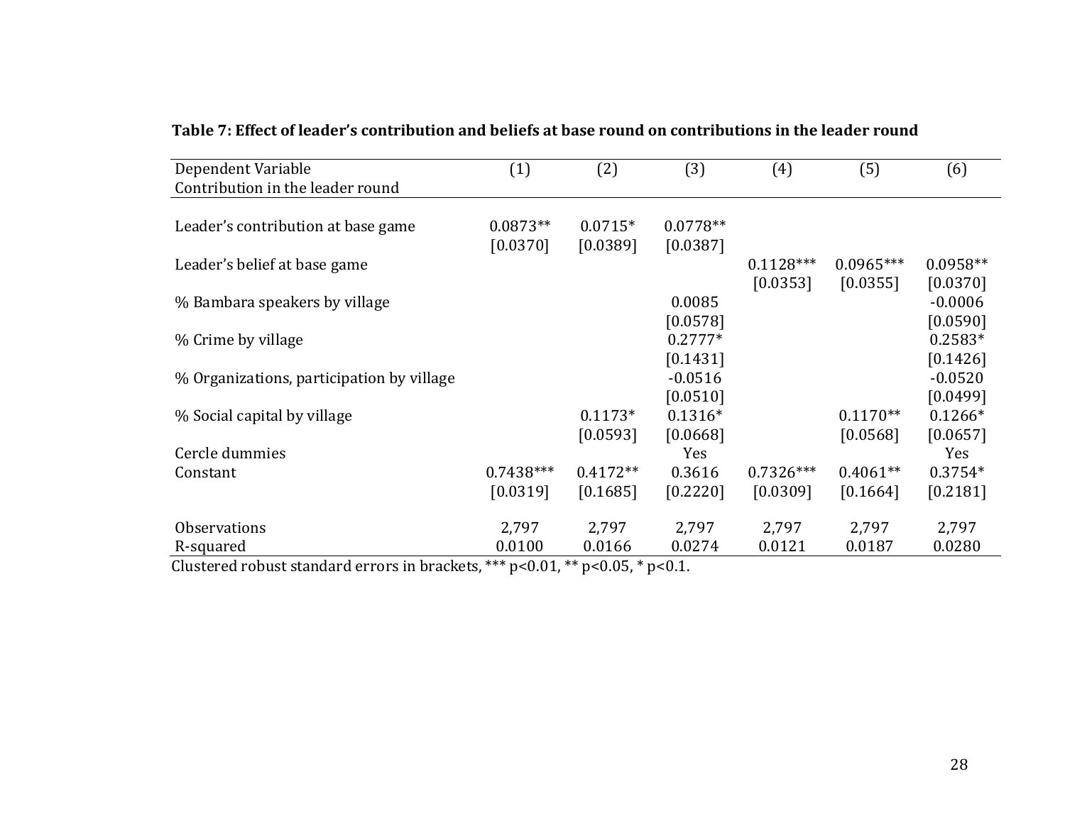**Table 7: Effect of leader's contribution and beliefs at base round on contributions in the leader round**

| Dependent Variable<br>Contribution in the leader round | (1) | (2) | (3) | (4) | (5) | (6) |
|---|---|---|---|---|---|---|
| Leader's contribution at base game | 0.0873** | 0.0715* | 0.0778** | | | |
| | [0.0370] | [0.0389] | [0.0387] | | | |
| Leader's belief at base game | | | | 0.1128*** | 0.0965*** | 0.0958** |
| | | | | [0.0353] | [0.0355] | [0.0370] |
| % Bambara speakers by village | | | 0.0085 | | | -0.0006 |
| | | | [0.0578] | | | [0.0590] |
| % Crime by village | | | 0.2777* | | | 0.2583* |
| | | | [0.1431] | | | [0.1426] |
| % Organizations, participation by village | | | -0.0516 | | | -0.0520 |
| | | | [0.0510] | | | [0.0499] |
| % Social capital by village | | 0.1173* | 0.1316* | | 0.1170** | 0.1266* |
| | | [0.0593] | [0.0668] | | [0.0568] | [0.0657] |
| Cercle dummies | | | Yes | | | Yes |
| Constant | 0.7438*** | 0.4172** | 0.3616 | 0.7326*** | 0.4061** | 0.3754* |
| | [0.0319] | [0.1685] | [0.2220] | [0.0309] | [0.1664] | [0.2181] |
| Observations | 2,797 | 2,797 | 2,797 | 2,797 | 2,797 | 2,797 |
| R-squared | 0.0100 | 0.0166 | 0.0274 | 0.0121 | 0.0187 | 0.0280 |

Clustered robust standard errors in brackets, *** p<0.01, ** p<0.05, * p<0.1.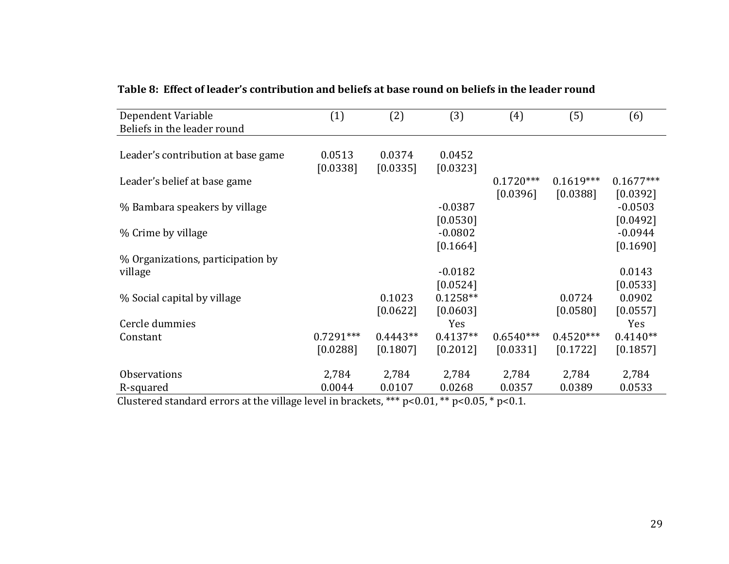**Table 8: Effect of leader's contribution and beliefs at base round on beliefs in the leader round**

| Dependent Variable<br>Beliefs in the leader round | (1) | (2) | (3) | (4) | (5) | (6) |
|---|---|---|---|---|---|---|
| Leader's contribution at base game | 0.0513 | 0.0374 | 0.0452 | | | |
| | [0.0338] | [0.0335] | [0.0323] | | | |
| Leader's belief at base game | | | | 0.1720*** | 0.1619*** | 0.1677*** |
| | | | | [0.0396] | [0.0388] | [0.0392] |
| % Bambara speakers by village | | | -0.0387 | | | -0.0503 |
| | | | [0.0530] | | | [0.0492] |
| % Crime by village | | | -0.0802 | | | -0.0944 |
| | | | [0.1664] | | | [0.1690] |
| % Organizations, participation by village | | | -0.0182 | | | 0.0143 |
| | | | [0.0524] | | | [0.0533] |
| % Social capital by village | | 0.1023 | 0.1258** | | 0.0724 | 0.0902 |
| | | [0.0622] | [0.0603] | | [0.0580] | [0.0557] |
| Cercle dummies | | | Yes | | | Yes |
| Constant | 0.7291*** | 0.4443** | 0.4137** | 0.6540*** | 0.4520*** | 0.4140** |
| | [0.0288] | [0.1807] | [0.2012] | [0.0331] | [0.1722] | [0.1857] |
| Observations | 2,784 | 2,784 | 2,784 | 2,784 | 2,784 | 2,784 |
| R-squared | 0.0044 | 0.0107 | 0.0268 | 0.0357 | 0.0389 | 0.0533 |

Clustered standard errors at the village level in brackets, *** p<0.01, ** p<0.05, * p<0.1.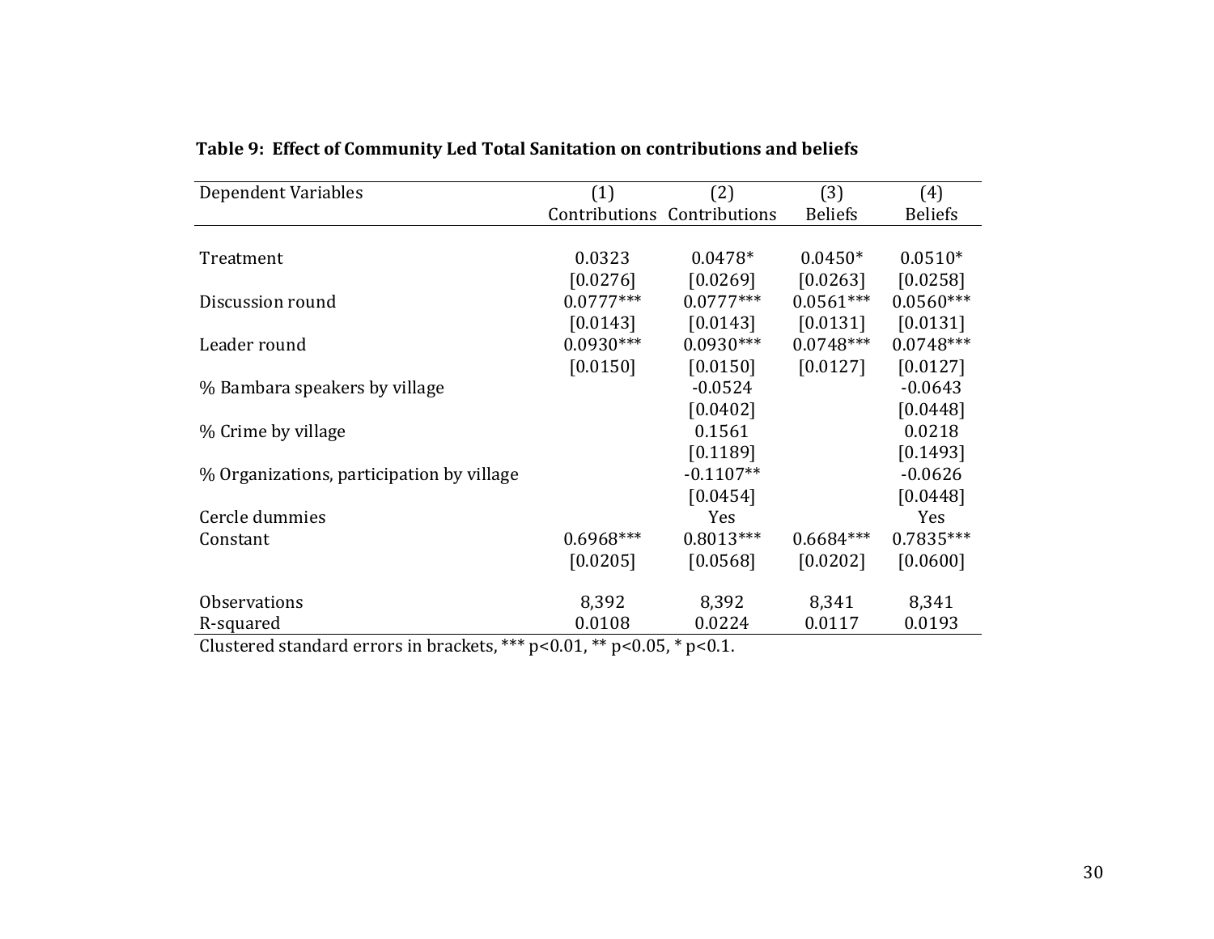**Table 9: Effect of Community Led Total Sanitation on contributions and beliefs**

| Dependent Variables | (1) Contributions | (2) Contributions | (3) Beliefs | (4) Beliefs |
|---|---|---|---|---|
| Treatment | 0.0323 | 0.0478* | 0.0450* | 0.0510* |
| | [0.0276] | [0.0269] | [0.0263] | [0.0258] |
| Discussion round | 0.0777*** | 0.0777*** | 0.0561*** | 0.0560*** |
| | [0.0143] | [0.0143] | [0.0131] | [0.0131] |
| Leader round | 0.0930*** | 0.0930*** | 0.0748*** | 0.0748*** |
| | [0.0150] | [0.0150] | [0.0127] | [0.0127] |
| % Bambara speakers by village | | -0.0524 | | -0.0643 |
| | | [0.0402] | | [0.0448] |
| % Crime by village | | 0.1561 | | 0.0218 |
| | | [0.1189] | | [0.1493] |
| % Organizations, participation by village | | -0.1107** | | -0.0626 |
| | | [0.0454] | | [0.0448] |
| Cercle dummies | | Yes | | Yes |
| Constant | 0.6968*** | 0.8013*** | 0.6684*** | 0.7835*** |
| | [0.0205] | [0.0568] | [0.0202] | [0.0600] |
| Observations | 8,392 | 8,392 | 8,341 | 8,341 |
| R-squared | 0.0108 | 0.0224 | 0.0117 | 0.0193 |

Clustered standard errors in brackets, *** p<0.01, ** p<0.05, * p<0.1.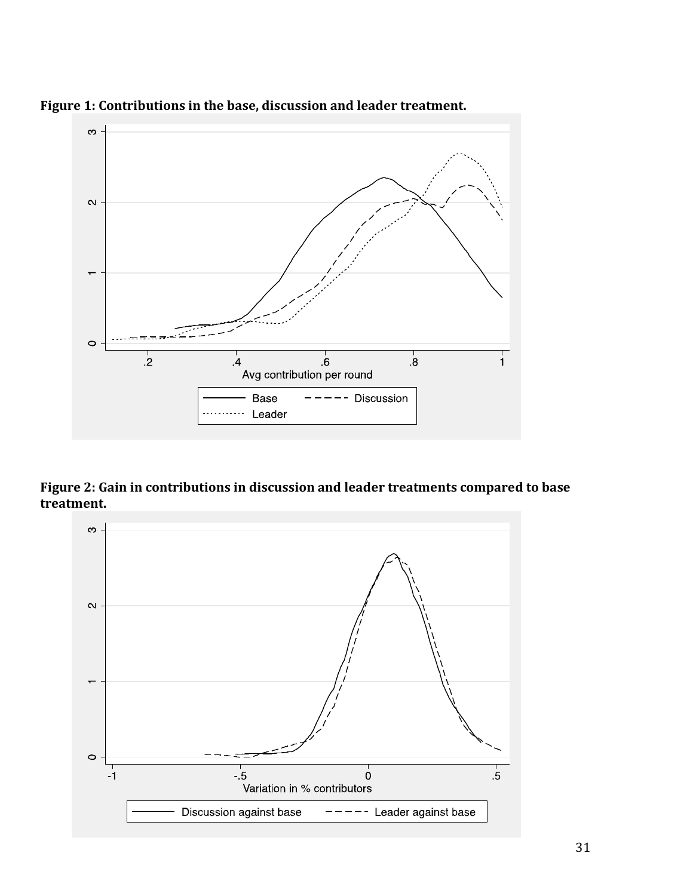**Figure 1: Contributions in the base, discussion and leader treatment.**

**Figure 2: Gain in contributions in discussion and leader treatments compared to base treatment.**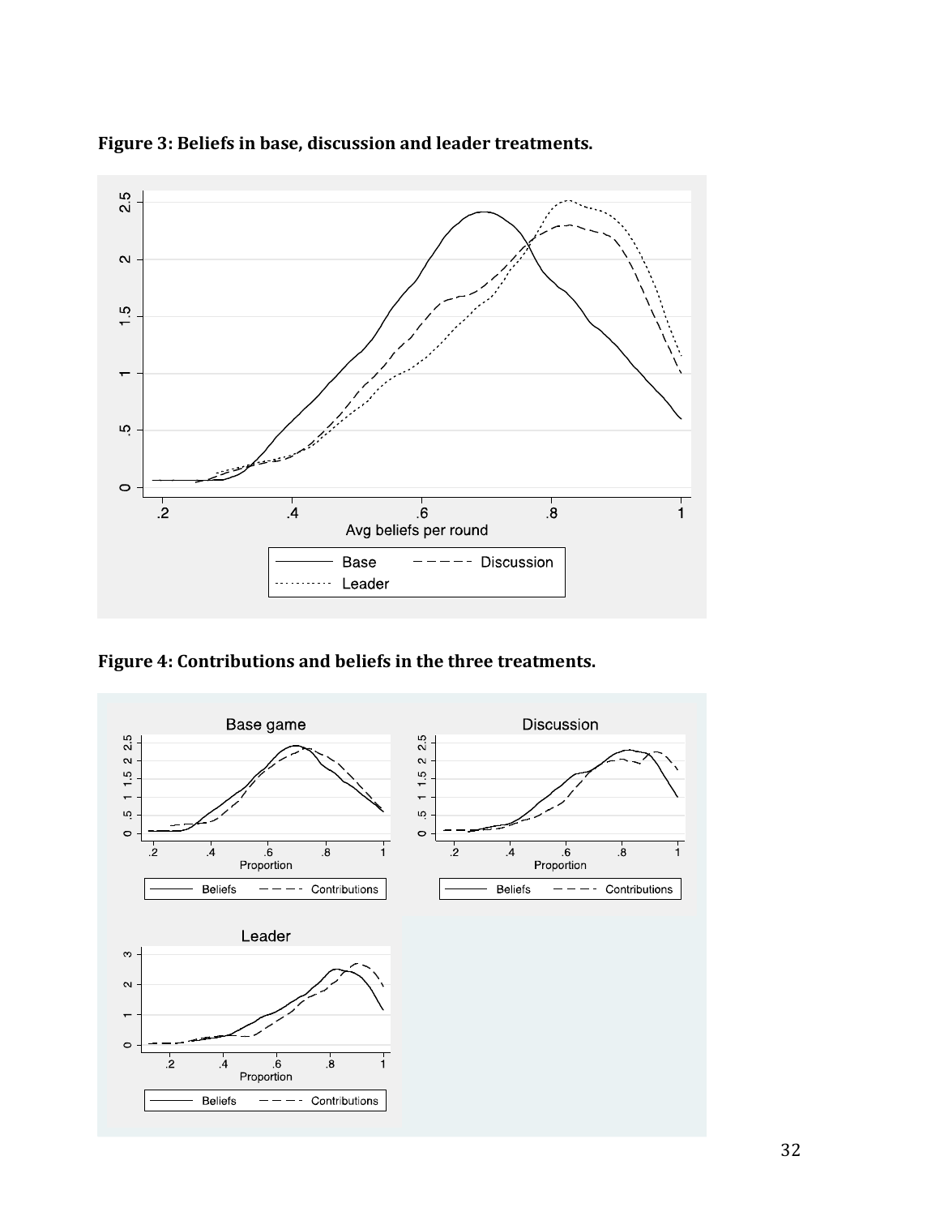**Figure 3: Beliefs in base, discussion and leader treatments.**

**Figure 4: Contributions and beliefs in the three treatments.**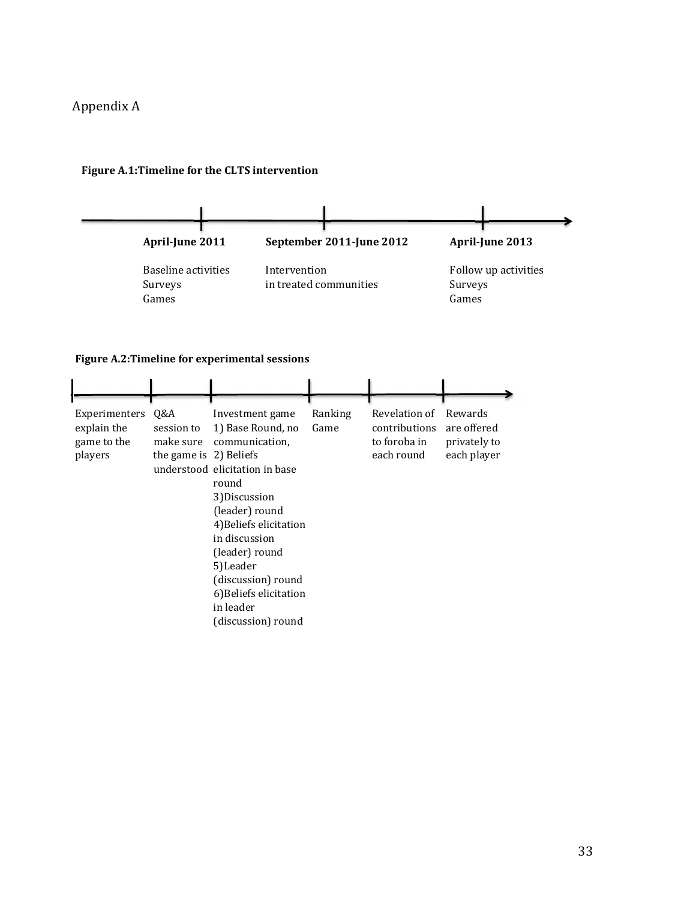# Appendix A

**Figure A.1: Timeline for the CLTS intervention**

| **April-June 2011** | **September 2011-June 2012** | **April-June 2013** |
|---|---|---|
| Baseline activities<br>Surveys<br>Games | Intervention<br>in treated communities | Follow up activities<br>Surveys<br>Games |

**Figure A.2: Timeline for experimental sessions**

| Experimenters explain the game to the players | Q&A session to make sure the game is understood | Investment game<br>1) Base Round, no communication,<br>2) Beliefs elicitation in base round<br>3) Discussion (leader) round<br>4) Beliefs elicitation in discussion (leader) round<br>5) Leader (discussion) round<br>6) Beliefs elicitation in leader (discussion) round | Ranking Game | Revelation of contributions to foroba in each round | Rewards are offered privately to each player |
|---|---|---|---|---|---|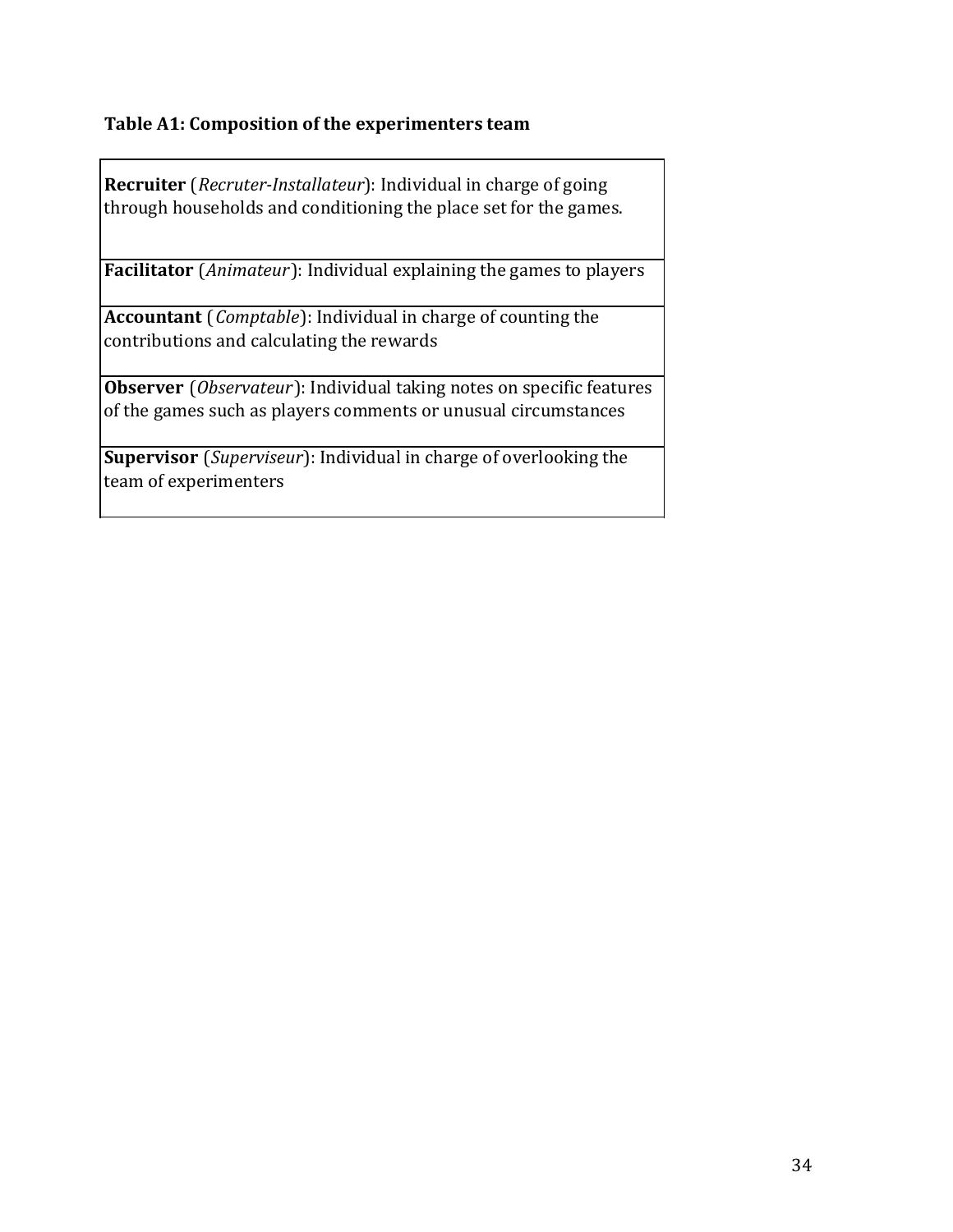**Table A1: Composition of the experimenters team**

| |
|---|
| **Recruiter** (*Recruter-Installateur*): Individual in charge of going through households and conditioning the place set for the games. |
| **Facilitator** (*Animateur*): Individual explaining the games to players |
| **Accountant** (*Comptable*): Individual in charge of counting the contributions and calculating the rewards |
| **Observer** (*Observateur*): Individual taking notes on specific features of the games such as players comments or unusual circumstances |
| **Supervisor** (*Superviseur*): Individual in charge of overlooking the team of experimenters |